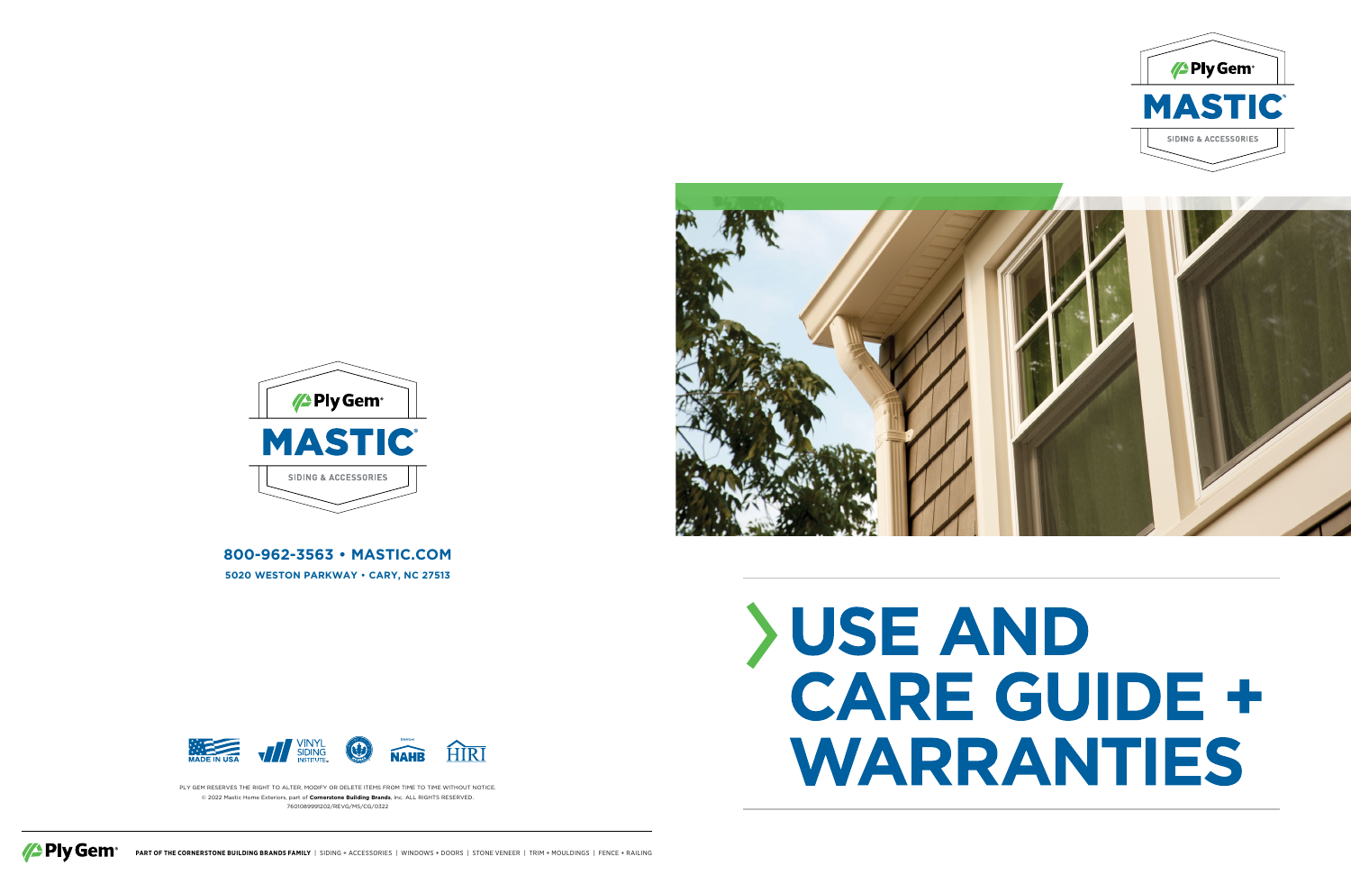# USE AND CARE GUIDE + WARRANTIES

Ply Gem
MASTIC
SIDING & ACCESSORIES

**800-962-3563 • MASTIC.COM**
**5020 WESTON PARKWAY • CARY, NC 27513**

MADE IN USA | VINYL SIDING INSTITUTE | NAHB | HIRI

PLY GEM RESERVES THE RIGHT TO ALTER, MODIFY OR DELETE ITEMS FROM TIME TO TIME WITHOUT NOTICE.
© 2022 Mastic Home Exteriors, part of **Cornerstone Building Brands**, Inc. ALL RIGHTS RESERVED.
7601089991202/REVG/MS/CG/0322

Ply Gem **PART OF THE CORNERSTONE BUILDING BRANDS FAMILY** | SIDING + ACCESSORIES | WINDOWS + DOORS | STONE VENEER | TRIM + MOULDINGS | FENCE + RAILING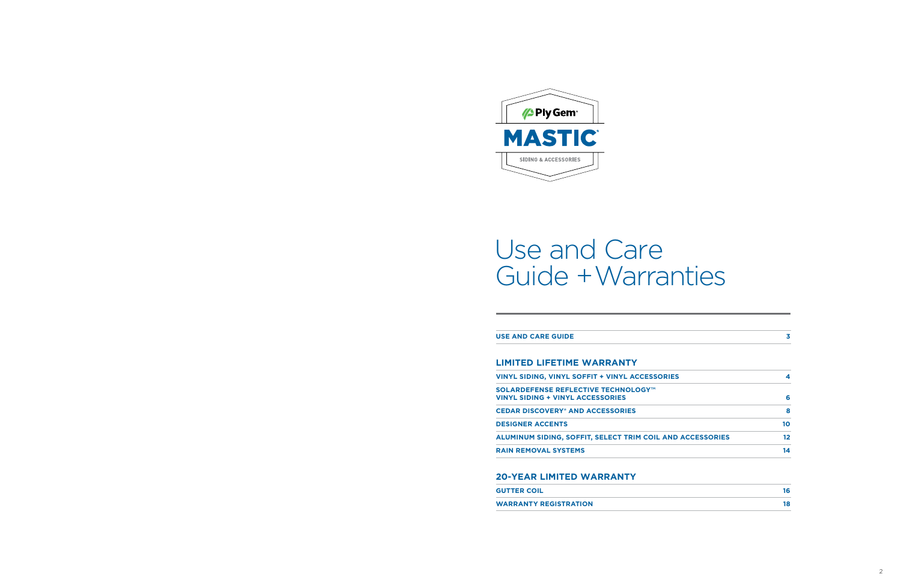Ply Gem

MASTIC®

SIDING & ACCESSORIES

# Use and Care Guide + Warranties

| | |
|---|---|
| **USE AND CARE GUIDE** | **3** |

## LIMITED LIFETIME WARRANTY

| | |
|---|---|
| **VINYL SIDING, VINYL SOFFIT + VINYL ACCESSORIES** | **4** |
| **SOLARDEFENSE REFLECTIVE TECHNOLOGY™ VINYL SIDING + VINYL ACCESSORIES** | **6** |
| **CEDAR DISCOVERY® AND ACCESSORIES** | **8** |
| **DESIGNER ACCENTS** | **10** |
| **ALUMINUM SIDING, SOFFIT, SELECT TRIM COIL AND ACCESSORIES** | **12** |
| **RAIN REMOVAL SYSTEMS** | **14** |

## 20-YEAR LIMITED WARRANTY

| | |
|---|---|
| **GUTTER COIL** | **16** |
| **WARRANTY REGISTRATION** | **18** |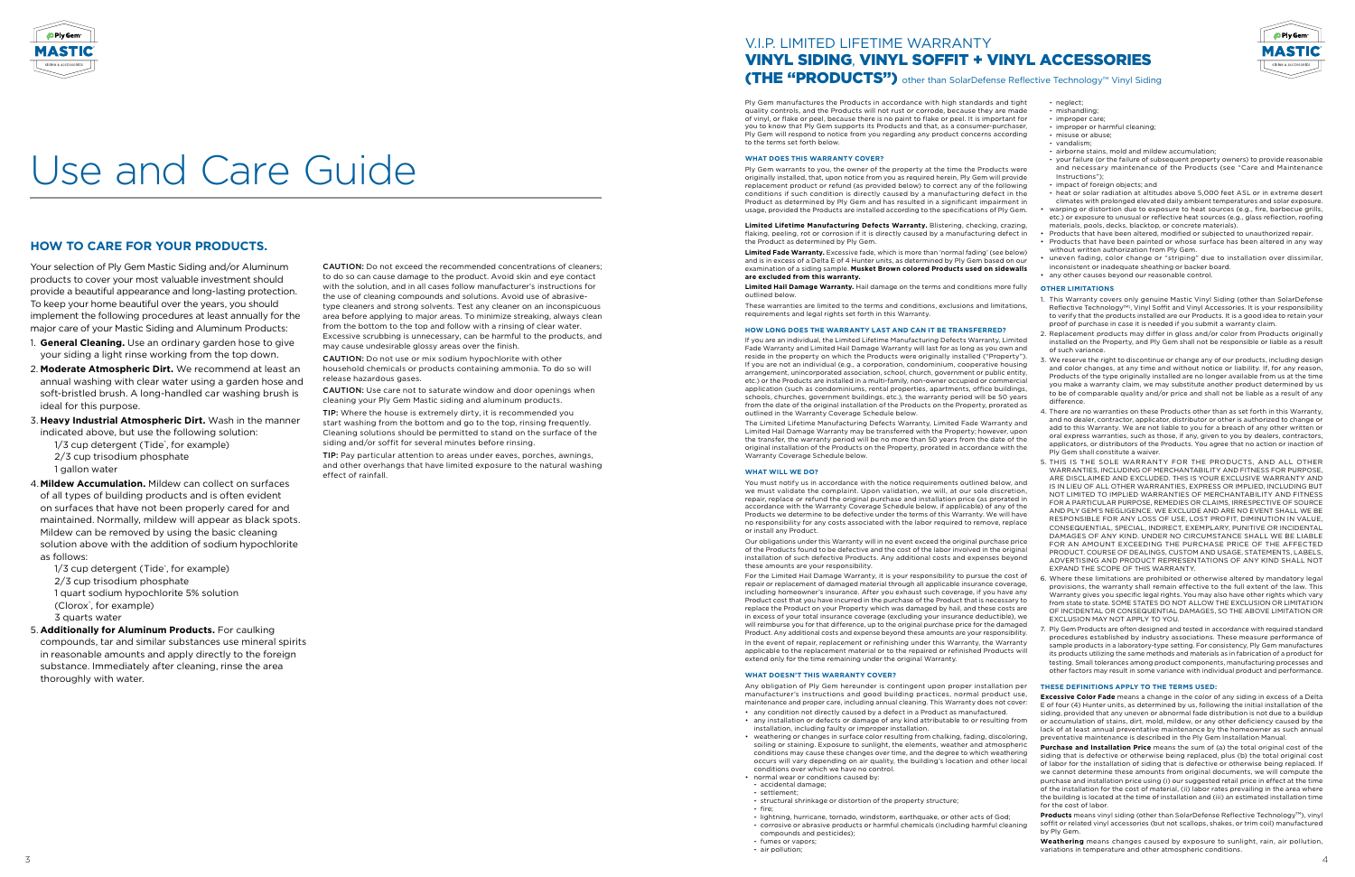# Use and Care Guide

## HOW TO CARE FOR YOUR PRODUCTS.

Your selection of Ply Gem Mastic Siding and/or Aluminum products to cover your most valuable investment should provide a beautiful appearance and long-lasting protection. To keep your home beautiful over the years, you should implement the following procedures at least annually for the major care of your Mastic Siding and Aluminum Products:

1. **General Cleaning.** Use an ordinary garden hose to give your siding a light rinse working from the top down.
2. **Moderate Atmospheric Dirt.** We recommend at least an annual washing with clear water using a garden hose and soft-bristled brush. A long-handled car washing brush is ideal for this purpose.
3. **Heavy Industrial Atmospheric Dirt.** Wash in the manner indicated above, but use the following solution:
   1/3 cup detergent (Tide®, for example)
   2/3 cup trisodium phosphate
   1 gallon water
4. **Mildew Accumulation.** Mildew can collect on surfaces of all types of building products and is often evident on surfaces that have not been properly cared for and maintained. Normally, mildew will appear as black spots. Mildew can be removed by using the basic cleaning solution above with the addition of sodium hypochlorite as follows:
   1/3 cup detergent (Tide®, for example)
   2/3 cup trisodium phosphate
   1 quart sodium hypochlorite 5% solution
   (Clorox®, for example)
   3 quarts water
5. **Additionally for Aluminum Products.** For caulking compounds, tar and similar substances use mineral spirits in reasonable amounts and apply directly to the foreign substance. Immediately after cleaning, rinse the area thoroughly with water.

CAUTION: Do not exceed the recommended concentrations of cleaners; to do so can cause damage to the product. Avoid skin and eye contact with the solution, and in all cases follow manufacturer's instructions for the use of cleaning compounds and solutions. Avoid use of abrasive-type cleaners and strong solvents. Test any cleaner on an inconspicuous area before applying to major areas. To minimize streaking, always clean from the bottom to the top and follow with a rinsing of clear water. Excessive scrubbing is unnecessary, can be harmful to the products, and may cause undesirable glossy areas over the finish.

CAUTION: Do not use or mix sodium hypochlorite with other household chemicals or products containing ammonia. To do so will release hazardous gases.

CAUTION: Use care not to saturate window and door openings when cleaning your Ply Gem Mastic siding and aluminum products.

TIP: Where the house is extremely dirty, it is recommended you start washing from the bottom and go to the top, rinsing frequently. Cleaning solutions should be permitted to stand on the surface of the siding and/or soffit for several minutes before rinsing.

TIP: Pay particular attention to areas under eaves, porches, awnings, and other overhangs that have limited exposure to the natural washing effect of rainfall.

# V.I.P. LIMITED LIFETIME WARRANTY

## VINYL SIDING, VINYL SOFFIT + VINYL ACCESSORIES (THE "PRODUCTS") other than SolarDefense Reflective Technology™ Vinyl Siding

Ply Gem manufactures the Products in accordance with high standards and tight quality controls, and the Products will not rust or corrode, because they are made of vinyl, or flake or peel, because there is no paint to flake or peel. It is important for you to know that Ply Gem supports its Products and that, as a consumer-purchaser, Ply Gem will respond to notice from you regarding any product concerns according to the terms set forth below.

### WHAT DOES THIS WARRANTY COVER?

Ply Gem warrants to you, the owner of the property at the time the Products were originally installed, that, upon notice from you as required herein, Ply Gem will provide replacement product or refund (as provided below) to correct any of the following conditions if such condition is directly caused by a manufacturing defect in the Product as determined by Ply Gem and has resulted in a significant impairment in usage, provided the Products are installed according to the specifications of Ply Gem.

**Limited Lifetime Manufacturing Defects Warranty.** Blistering, checking, crazing, flaking, peeling, rot or corrosion if it is directly caused by a manufacturing defect in the Product as determined by Ply Gem.

**Limited Fade Warranty.** Excessive fade, which is more than 'normal fading' (see below) and is in excess of a Delta E of 4 Hunter units, as determined by Ply Gem based on our examination of a siding sample. **Musket Brown colored Products used on sidewalls are excluded from this warranty.**

**Limited Hail Damage Warranty.** Hail damage on the terms and conditions more fully outlined below.

These warranties are limited to the terms and conditions, exclusions and limitations, requirements and legal rights set forth in this Warranty.

### HOW LONG DOES THE WARRANTY LAST AND CAN IT BE TRANSFERRED?

If you are an individual, the Limited Lifetime Manufacturing Defects Warranty, Limited Fade Warranty and Limited Hail Damage Warranty will last for as long as you own and reside in the property on which the Products were originally installed ("Property"). If you are not an individual (e.g., a corporation, condominium, cooperative housing arrangement, unincorporated association, school, church, government or public entity, etc.) or the Products are installed in a multi-family, non-owner occupied or commercial application (such as condominiums, rental properties, apartments, office buildings, schools, churches, government buildings, etc.), the warranty period will be 50 years from the date of the original installation of the Products on the Property, prorated as outlined in the Warranty Coverage Schedule below.

The Limited Lifetime Manufacturing Defects Warranty, Limited Fade Warranty and Limited Hail Damage Warranty may be transferred with the Property; however, upon the transfer, the warranty period will be no more than 50 years from the date of the original installation of the Products on the Property, prorated in accordance with the Warranty Coverage Schedule below.

### WHAT WILL WE DO?

You must notify us in accordance with the notice requirements outlined below, and we must validate the complaint. Upon validation, we will, at our sole discretion, repair, replace or refund the original purchase and installation price (as prorated in accordance with the Warranty Coverage Schedule below, if applicable) of any of the Products we determine to be defective under the terms of this Warranty. We will have no responsibility for any costs associated with the labor required to remove, replace or install any Product.

Our obligations under this Warranty will in no event exceed the original purchase price of the Products found to be defective and the cost of the labor involved in the original installation of such defective Products. Any additional costs and expenses beyond these amounts are your responsibility.

For the Limited Hail Damage Warranty, it is your responsibility to pursue the cost of repair or replacement of damaged material through all applicable insurance coverage, including homeowner's insurance. After you exhaust such coverage, if you have any Product cost that you have incurred in the purchase of the Product that is necessary to replace the Product on your Property which was damaged by hail, and these costs are in excess of your total insurance coverage (excluding your insurance deductible), we will reimburse you for that difference, up to the original purchase price for the damaged Product. Any additional costs and expense beyond these amounts are your responsibility.

In the event of repair, replacement or refinishing under this Warranty, the Warranty applicable to the replacement material or to the repaired or refinished Products will extend only for the time remaining under the original Warranty.

### WHAT DOESN'T THIS WARRANTY COVER?

Any obligation of Ply Gem hereunder is contingent upon proper installation per manufacturer's instructions and good building practices, normal product use, maintenance and proper care, including annual cleaning. This Warranty does not cover:

- any condition not directly caused by a defect in a Product as manufactured.
- any installation or defects or damage of any kind attributable to or resulting from installation, including faulty or improper installation.
- weathering or changes in surface color resulting from chalking, fading, discoloring, soiling or staining. Exposure to sunlight, the elements, weather and atmospheric conditions may cause these changes over time, and the degree to which weathering occurs will vary depending on air quality, the building's location and other local conditions over which we have no control.
- normal wear or conditions caused by:
  - accidental damage;
  - settlement;
  - structural shrinkage or distortion of the property structure;
  - fire;
  - lightning, hurricane, tornado, windstorm, earthquake, or other acts of God;
  - corrosive or abrasive products or harmful chemicals (including harmful cleaning compounds and pesticides);
  - fumes or vapors;
  - air pollution;
  - neglect;
  - mishandling;
  - improper care;
  - improper or harmful cleaning;
  - misuse or abuse;
  - vandalism;
  - airborne stains, mold and mildew accumulation;
  - your failure (or the failure of subsequent property owners) to provide reasonable and necessary maintenance of the Products (see "Care and Maintenance Instructions");
  - impact of foreign objects; and
  - heat or solar radiation at altitudes above 5,000 feet ASL or in extreme desert climates with prolonged elevated daily ambient temperatures and solar exposure.
- warping or distortion due to exposure to heat sources (e.g., fire, barbecue grills, etc.) or exposure to unusual or reflective heat sources (e.g., glass reflection, roofing materials, pools, decks, blacktop, or concrete materials).
- Products that have been altered, modified or subjected to unauthorized repair.
- Products that have been painted or whose surface has been altered in any way without written authorization from Ply Gem.
- uneven fading, color change or "striping" due to installation over dissimilar, inconsistent or inadequate sheathing or backer board.
- any other causes beyond our reasonable control.

### OTHER LIMITATIONS

1. This Warranty covers only genuine Mastic Vinyl Siding (other than SolarDefense Reflective Technology™), Vinyl Soffit and Vinyl Accessories. It is your responsibility to verify that the products installed are our Products. It is a good idea to retain your proof of purchase in case it is needed if you submit a warranty claim.
2. Replacement products may differ in gloss and/or color from Products originally installed on the Property, and Ply Gem shall not be responsible or liable as a result of such variance.
3. We reserve the right to discontinue or change any of our products, including design and color changes, at any time and without notice or liability. If, for any reason, Products of the type originally installed are no longer available from us at the time you make a warranty claim, we may substitute another product determined by us to be of comparable quality and/or price and shall not be liable as a result of any difference.
4. There are no warranties on these Products other than as set forth in this Warranty, and no dealer, contractor, applicator, distributor or other is authorized to change or add to this Warranty. We are not liable to you for a breach of any other written or oral express warranties, such as those, if any, given to you by dealers, contractors, applicators, or distributors of the Products. You agree that no action or inaction of Ply Gem shall constitute a waiver.
5. THIS IS THE SOLE WARRANTY FOR THE PRODUCTS, AND ALL OTHER WARRANTIES, INCLUDING OF MERCHANTABILITY AND FITNESS FOR PURPOSE, ARE DISCLAIMED AND EXCLUDED. THIS IS YOUR EXCLUSIVE WARRANTY AND IS IN LIEU OF ALL OTHER WARRANTIES, EXPRESS OR IMPLIED, INCLUDING BUT NOT LIMITED TO IMPLIED WARRANTIES OF MERCHANTABILITY AND FITNESS FOR A PARTICULAR PURPOSE, REMEDIES OR CLAIMS, IRRESPECTIVE OF SOURCE AND PLY GEM'S NEGLIGENCE. WE EXCLUDE AND ARE NO EVENT SHALL WE BE RESPONSIBLE FOR ANY LOSS OF USE, LOST PROFIT, DIMINUTION IN VALUE, CONSEQUENTIAL, SPECIAL, INDIRECT, EXEMPLARY, PUNITIVE OR INCIDENTAL DAMAGES OF ANY KIND. UNDER NO CIRCUMSTANCE SHALL WE BE LIABLE FOR AN AMOUNT EXCEEDING THE PURCHASE PRICE OF THE AFFECTED PRODUCT. COURSE OF DEALINGS, CUSTOM AND USAGE, STATEMENTS, LABELS, ADVERTISING AND PRODUCT REPRESENTATIONS OF ANY KIND SHALL NOT EXPAND THE SCOPE OF THIS WARRANTY.
6. Where these limitations are prohibited or otherwise altered by mandatory legal provisions, the warranty shall remain effective to the full extent of the law. This Warranty gives you specific legal rights. You may also have other rights which vary from state to state. SOME STATES DO NOT ALLOW THE EXCLUSION OR LIMITATION OF INCIDENTAL OR CONSEQUENTIAL DAMAGES, SO THE ABOVE LIMITATION OR EXCLUSION MAY NOT APPLY TO YOU.
7. Ply Gem Products are often designed and tested in accordance with required standard procedures established by industry associations. These measure performance of sample products in a laboratory-type setting. For consistency, Ply Gem manufactures its products utilizing the same methods and materials as in fabrication of a product for testing. Small tolerances among product components, manufacturing processes and other factors may result in some variance with individual product and performance.

### THESE DEFINITIONS APPLY TO THE TERMS USED:

**Excessive Color Fade** means a change in the color of any siding in excess of a Delta E of four (4) Hunter units, as determined by us, following the initial installation of the siding, provided that any uneven or abnormal fade distribution is not due to a buildup or accumulation of stains, dirt, mold, mildew, or any other deficiency caused by the lack of at least annual preventative maintenance by the homeowner as such annual preventative maintenance is described in the Ply Gem Installation Manual.

**Purchase and Installation Price** means the sum of (a) the total original cost of the siding that is defective or otherwise being replaced, plus (b) the total original cost of labor for the installation of siding that is defective or otherwise being replaced. If we cannot determine these amounts from original documents, we will compute the purchase and installation price using (i) our suggested retail price in effect at the time of the installation for the cost of material, (ii) labor rates prevailing in the area where the building is located at the time of installation and (iii) an estimated installation time for the cost of labor.

**Products** means vinyl siding (other than SolarDefense Reflective Technology™), vinyl soffit or related vinyl accessories (but not scallops, shakes, or trim coil) manufactured by Ply Gem.

**Weathering** means changes caused by exposure to sunlight, rain, air pollution, variations in temperature and other atmospheric conditions.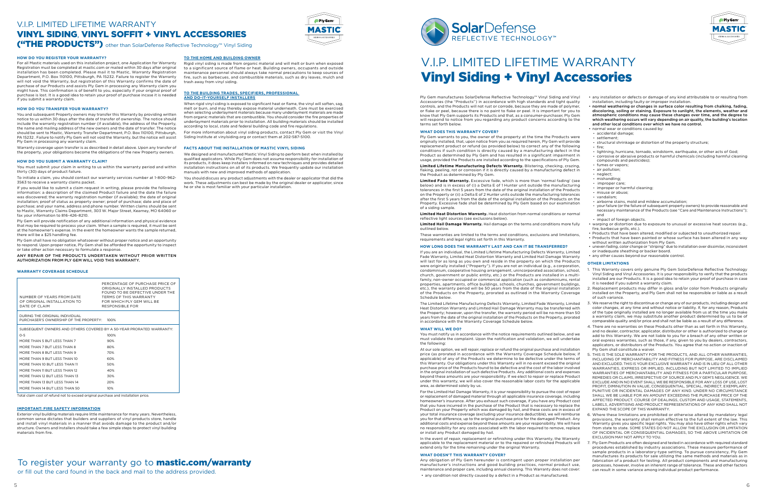# V.I.P. LIMITED LIFETIME WARRANTY
## VINYL SIDING, VINYL SOFFIT + VINYL ACCESSORIES ("THE PRODUCTS") other than SolarDefense Reflective Technology™ Vinyl Siding

### HOW DO YOU REGISTER YOUR WARRANTY?

For all Mastic materials used on this installation project, one Application for Warranty Registration must be completed at mastic.com or mailed within 30 days after original installation has been completed. Please mail it to Mastic, Warranty Registration Department, P.O. Box 110100, Pittsburgh, PA 15232. Failure to register the Warranty will not void the Warranty, but registration of this Warranty confirms the date of purchase of our Products and assists Ply Gem in processing any Warranty claim you might have. This confirmation is of benefit to you, especially if your original proof of purchase is lost. It is a good idea to retain your proof of purchase incase it is needed if you submit a warranty claim.

### HOW DO YOU TRANSFER YOUR WARRANTY?

You and subsequent Property owners may transfer this Warranty by providing written notice to us within 30 days after the date of transfer of ownership. The notice should include the warranty registration number (if available), the address of the Property, the name and mailing address of the new owners and the date of transfer. The notice should be sent to Mastic, Warranty Transfer Department, P.O. Box 110100, Pittsburgh, PA 15232 . Failure to notify Ply Gem will not void the Warranty, but the notice will assist Ply Gem in processing any warranty claim.

Warranty coverage upon transfer is as described in detail above. Upon any transfer of the property, your obligations become the obligations of the new Property owners.

### HOW DO YOU SUBMIT A WARRANTY CLAIM?

You must submit your claim in writing to us within the warranty period and within thirty (30) days of product failure.

To initiate a claim, you should contact our warranty services number at 1-800-962-3563 to receive a warranty claims packet.

If you would like to submit a claim request in writing, please provide the following information: a description of the claimed Product failure and the date the failure was discovered; the warranty registration number (if available); the date of original installation; proof of status as property owner; proof of purchase; date and place of purchase; and your name, address and phone number. Written claims should be sent to Mastic, Warranty Claims Department, 303 W. Major Street, Kearney, MO 64060 or fax your information to 816-426-8210.

Ply Gem will provide notification of any additional information and physical evidence that may be required to process your claim. When a sample is required, it must be sent at the homeowner's expense. In the event the homeowner wants the sample returned, there will be a $25 handling fee.

Ply Gem shall have no obligation whatsoever without proper notice and an opportunity to respond. Upon proper notice, Ply Gem shall be afforded the opportunity to inspect or take other action necessary to formulate a response.

**ANY REPAIR OF THE PRODUCTS UNDERTAKEN WITHOUT PRIOR WRITTEN AUTHORIZATION FROM PLY GEM WILL VOID THIS WARRANTY.**

### WARRANTY COVERAGE SCHEDULE

| NUMBER OF YEARS FROM DATE OF ORIGINAL INSTALLATION TO DATE OF CLAIM | PERCENTAGE OF PURCHASE PRICE OF ORIGINALLY INSTALLED PRODUCTS FOUND TO BE DEFECTIVE UNDER THE TERMS OF THIS WARRANTY FOR WHICH PLY GEM WILL BE RESPONSIBLE FOR |
|---|---|
| DURING THE ORIGINAL INDIVIDUAL PURCHASER'S OWNERSHIP OF THE PROPERTY: | 100% |
| SUBSEQUENT OWNERS AND OTHERS COVERED BY A 50-YEAR PRORATED WARRANTY: | |
| 0-5 | 100% |
| MORE THAN 5 BUT LESS THAN 7 | 90% |
| MORE THAN 7 BUT LESS THAN 8 | 80% |
| MORE THAN 8 BUT LESS THAN 9 | 70% |
| MORE THAN 9 BUT LESS THAN 10 | 60% |
| MORE THAN 10 BUT LESS THAN 11 | 50% |
| MORE THAN 11 BUT LESS THAN 12 | 40% |
| MORE THAN 12 BUT LESS THAN 13 | 30% |
| MORE THAN 13 BUT LESS THAN 14 | 20% |
| MORE THAN 14 BUT LESS THAN 50 | 10% |

Total claim cost of refund not to exceed original purchase and installation price.

### IMPORTANT: FIRE SAFETY INFORMATION

Exterior vinyl building materials require little maintenance for many years. Nevertheless, common sense dictates that builders and suppliers of vinyl products store, handle and install vinyl materials in a manner that avoids damage to the product and/or structure. Owners and Installers should take a few simple steps to protect vinyl building materials from fire.

### TO THE HOME AND BUILDING OWNER

Rigid vinyl siding is made from organic material and will melt or burn when exposed to a significant source of flame or heat. Building owners, occupants and outside maintenance personnel should always take normal precautions to keep sources of fire, such as barbecues, and combustible materials, such as dry leaves, mulch and trash away from vinyl siding.

### TO THE BUILDING TRADES, SPECIFIERS, PROFESSIONAL AND DO-IT-YOURSELF INSTALLERS

When rigid vinyl siding is exposed to significant heat or flame, the vinyl will soften, sag, melt or burn, and may thereby expose material underneath. Care must be exercised when selecting underlayment materials because many underlayment materials are made from organic materials that are combustible. You should consider the fire properties of underlayment materials prior to installation. All building materials should be installed according to local, state and federal building code and fire regulations.

For more information about vinyl siding products, contact Ply Gem or visit the Vinyl Siding Institute at vinylsiding.org or contact them at 202-587-5100.

### FACTS ABOUT THE INSTALLATION OF MASTIC VINYL SIDING

We designed and manufactured Mastic Vinyl Siding to perform best when installed by qualified applicators. While Ply Gem does not assume responsibility for installation of its products, it does keep installers informed on new techniques and provides detailed installation instructions on all of its products. We frequently update our installation manuals with new and improved methods of application.

You should discuss any product adjustments with the dealer or applicator that did the work. These adjustments can best be made by the original dealer or applicator, since he or she is most familiar with your particular installation.

## To register your warranty go to **mastic.com/warranty**

or fill out the card found in the back and mail to the address provided.

# V.I.P. LIMITED LIFETIME WARRANTY
## Vinyl Siding + Vinyl Accessories

Ply Gem manufactures SolarDefense Reflective Technology™ Vinyl Siding and Vinyl Accessories (the "Products") in accordance with high standards and tight quality controls, and the Products will not rust or corrode, because they are made of polymer, or flake or peel, because there is no paint to flake or peel. It is important for you to know that Ply Gem supports its Products and that, as a consumer-purchaser, Ply Gem will respond to notice from you regarding any product concerns according to the terms set forth below.

### WHAT DOES THIS WARRANTY COVER?

Ply Gem warrants to you, the owner of the property at the time the Products were originally installed, that, upon notice from you as required herein, Ply Gem will provide replacement product or refund (as provided below) to correct any of the following conditions if such condition is directly caused by a manufacturing defect in the Product as determined by Ply Gem and has resulted in a significant impairment in usage, provided the Products are installed according to the specifications of Ply Gem.

**Limited Lifetime Manufacturing Defects Warranty.** Blistering, checking, crazing, flaking, peeling, rot or corrosion if it is directly caused by a manufacturing defect in the Product as determined by Ply Gem.

**Limited Fade Warranty.** Excessive fade, which is more than 'normal fading' (see below) and is in excess of (i) a Delta E of 1 Hunter unit outside the manufacturing tolerances in the first 5 years from the date of the original installation of the Products on the Property or (ii) a Delta E of 2 Hunter units outside the manufacturing tolerances after the first 5 years from the date of the original installation of the Products on the Property. Excessive fade shall be determined by Ply Gem based on our examination of a siding sample.

**Limited Heat Distortion Warranty.** Heat distortion from normal conditions or normal reflective light sources (see exclusions below).

**Limited Hail Damage Warranty.** Hail damage on the terms and conditions more fully outlined below.

These warranties are limited to the terms and conditions, exclusions and limitations, requirements and legal rights set forth in this Warranty.

### HOW LONG DOES THE WARRANTY LAST AND CAN IT BE TRANSFERRED?

If you are an individual, the Limited Lifetime Manufacturing Defects Warranty, Limited Fade Warranty, Limited Heat Distortion Warranty and Limited Hail Damage Warranty will last for as long as you own and reside in the property on which the Products were originally installed ("Property"). If you are not an individual (e.g., a corporation, condominium, cooperative housing arrangement, unincorporated association, school, church, government or public entity, etc.) or the Products are installed in a multi-family, non-owner occupied or commercial application (such as condominiums, rental properties, apartments, office buildings, schools, churches, government buildings, etc.), the warranty period will be 50 years from the date of the original installation of the Products on the Property, prorated as outlined in the Warranty Coverage Schedule below.

The Limited Lifetime Manufacturing Defects Warranty, Limited Fade Warranty, Limited Heat Distortion Warranty and Limited Hail Damage Warranty may be transferred with the Property; however, upon the transfer, the warranty period will be no more than 50 years from the date of the original installation of the Products on the Property, prorated in accordance with the Warranty Coverage Schedule below.

### WHAT WILL WE DO?

You must notify us in accordance with the notice requirements outlined below, and we must validate the complaint. Upon the notification and validation, we will undertake the following:

At our sole option, we will repair, replace or refund the original purchase and installation price (as prorated in accordance with the Warranty Coverage Schedule below, if applicable) of any of the Products we determine to be defective under the terms of this Warranty. Our obligations under this Warranty will in no event exceed the original purchase price of the Products found to be defective and the cost of the labor involved in the original installation of such defective Products. Any additional costs and expenses beyond these amounts are your responsibility. If we elect to repair or replace Product under this warranty, we will also cover the reasonable labor costs for the applicable area, as determined solely by us.

For the Limited Hail Damage Warranty, it is your responsibility to pursue the cost of repair or replacement of damaged material through all applicable insurance coverage, including homeowner's insurance. After you exhaust such coverage, if you have any Product cost that you have incurred in the purchase of the Product that is necessary to replace the Product on your Property which was damaged by hail, and these costs are in excess of your total insurance coverage (excluding your insurance deductible), we will reimburse you for that difference, up to the original purchase price for the damaged Product. Any additional costs and expense beyond these amounts are your responsibility. We will have no responsibility for any costs associated with the labor required to remove, replace or install any Product damaged by hail.

In the event of repair, replacement or refinishing under this Warranty, the Warranty applicable to the replacement material or to the repaired or refinished Products will extend only for the time remaining under the original Warranty.

### WHAT DOESN'T THIS WARRANTY COVER?

Any obligation of Ply Gem hereunder is contingent upon proper installation per manufacturer's instructions and good building practices, normal product use, maintenance and proper care, including annual cleaning. This Warranty does not cover:

- any condition not directly caused by a defect in a Product as manufactured.
- any installation or defects or damage of any kind attributable to or resulting from installation, including faulty or improper installation.
- **normal weathering or changes in surface color resulting from chalking, fading, discoloring, soiling or staining. Exposure to sunlight, the elements, weather and atmospheric conditions may cause these changes over time, and the degree to which weathering occurs will vary depending on air quality, the building's location and other local conditions over which we have no control.**
- normal wear or conditions caused by:
  - accidental damage;
  - settlement;
  - structural shrinkage or distortion of the property structure;
  - fire;
  - lightning, hurricane, tornado, windstorm, earthquake, or other acts of God;
  - corrosive or abrasive products or harmful chemicals (including harmful cleaning compounds and pesticides);
  - fumes or vapors;
  - air pollution;
  - neglect;
  - mishandling;
  - improper care;
  - improper or harmful cleaning;
  - misuse or abuse;
  - vandalism;
  - airborne stains, mold and mildew accumulation;
  - your failure (or the failure of subsequent property owners) to provide reasonable and necessary maintenance of the Products (see "Care and Maintenance Instructions"); and
  - impact of foreign objects.
- warping or distortion due to exposure to unusual or excessive heat sources (e.g., fire, barbecue grills, etc.).
- Products that have been altered, modified or subjected to unauthorized repair.
- Products that have been painted or whose surface has been altered in any way without written authorization from Ply Gem.
- uneven fading, color change or "striping" due to installation over dissimilar, inconsistent or inadequate sheathing or backer board.
- any other causes beyond our reasonable control.

### OTHER LIMITATIONS

1. This Warranty covers only genuine Ply Gem SolarDefense Reflective Technology Vinyl Siding and Vinyl Accessories. It is your responsibility to verify that the products installed are our Products. It is a good idea to retain your proof of purchase in case it is needed if you submit a warranty claim.
2. Replacement products may differ in gloss and/or color from Products originally installed on the Property, and Ply Gem shall not be responsible or liable as a result of such variance.
3. We reserve the right to discontinue or change any of our products, including design and color changes, at any time and without notice or liability. If, for any reason, Products of the type originally installed are no longer available from us at the time you make a warranty claim, we may substitute another product determined by us to be of comparable quality and/or price and shall not be liable as a result of any difference.
4. There are no warranties on these Products other than as set forth in this Warranty, and no dealer, contractor, applicator, distributor or other is authorized to change or add to this Warranty. We are not liable to you for a breach of any other written or oral express warranties, such as those, if any, given to you by dealers, contractors, applicators, or distributors of the Products. You agree that no action or inaction of Ply Gem shall constitute a waiver.
5. THIS IS THE SOLE WARRANTY FOR THE PRODUCTS, AND ALL OTHER WARRANTIES, INCLUDING OF MERCHANTABILITY AND FITNESS FOR PURPOSE, ARE DISCLAIMED AND EXCLUDED. THIS IS YOUR EXCLUSIVE WARRANTY AND IS IN LIEU OF ALL OTHER WARRANTIES, EXPRESS OR IMPLIED, INCLUDING BUT NOT LIMITED TO IMPLIED WARRANTIES OF MERCHANTABILITY AND FITNESS FOR A PARTICULAR PURPOSE, REMEDIES OR CLAIMS, IRRESPECTIVE OF SOURCE AND PLY GEM'S NEGLIGENCE. WE EXCLUDE AND IN NO EVENT SHALL WE BE RESPONSIBLE FOR ANY LOSS OF USE, LOST PROFIT, DIMINUTION IN VALUE, CONSEQUENTIAL, SPECIAL, INDIRECT, EXEMPLARY, PUNITIVE OR INCIDENTAL DAMAGES OF ANY KIND. UNDER NO CIRCUMSTANCE SHALL WE BE LIABLE FOR AN AMOUNT EXCEEDING THE PURCHASE PRICE OF THE AFFECTED PRODUCT. COURSE OF DEALINGS, CUSTOM AND USAGE, STATEMENTS, LABELS, ADVERTISING AND PRODUCT REPRESENTATIONS OF ANY KIND SHALL NOT EXPAND THE SCOPE OF THIS WARRANTY.
6. Where these limitations are prohibited or otherwise altered by mandatory legal provisions, the warranty shall remain effective to the full extent of the law. This Warranty gives you specific legal rights. You may also have other rights which vary from state to state. SOME STATES DO NOT ALLOW THE EXCLUSION OR LIMITATION OF INCIDENTAL OR CONSEQUENTIAL DAMAGES, SO THE ABOVE LIMITATION OR EXCLUSION MAY NOT APPLY TO YOU.
7. Ply Gem Products are often designed and tested in accordance with required standard procedures established by industry associations. These measure performance of sample products in a laboratory-type setting. To pursue consistency, Ply Gem manufactures its products for sale utilizing the same methods and materials as in fabrication of a product for testing. All product components and manufacturing processes, however, involve an inherent range of tolerance. These and other factors can result in some variance among individual product performance.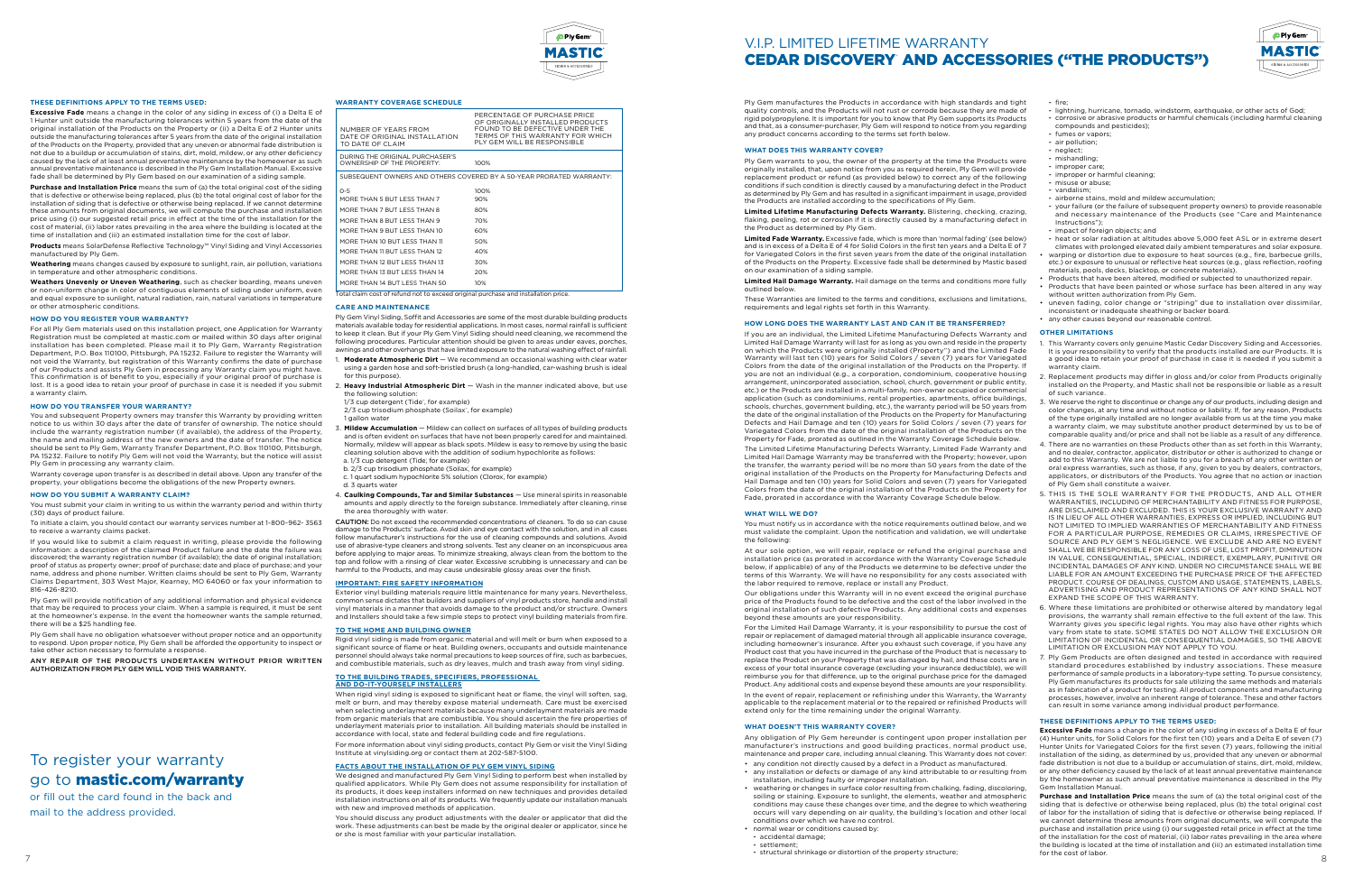### THESE DEFINITIONS APPLY TO THE TERMS USED:

**Excessive Fade** means a change in the color of any siding in excess of (i) a Delta E of 1 Hunter unit outside the manufacturing tolerances within 5 years from the date of the original installation of the Products on the Property or (ii) a Delta E of 2 Hunter units outside the manufacturing tolerances after 5 years from the date of the original installation of the Products on the Property, provided that any uneven or abnormal fade distribution is not due to a buildup or accumulation of stains, dirt, mold, mildew, or any other deficiency caused by the lack of at least annual preventative maintenance by the homeowner as such annual preventative maintenance is described in the Ply Gem Installation Manual. Excessive fade shall be determined by Ply Gem based on our examination of a siding sample.

**Purchase and Installation Price** means the sum of (a) the total original cost of the siding that is defective or otherwise being replaced, plus (b) the total original cost of labor for the installation of siding that is defective or otherwise being replaced. If we cannot determine these amounts from original documents, we will compute the purchase and installation price using (i) our suggested retail price in effect at the time of the installation for the cost of material, (ii) labor rates prevailing in the area where the building is located at the time of installation and (iii) an estimated installation time for the cost of labor.

**Products** means SolarDefense Reflective Technology™ Vinyl Siding and Vinyl Accessories manufactured by Ply Gem.

**Weathering** means changes caused by exposure to sunlight, rain, air pollution, variations in temperature and other atmospheric conditions.

**Weathers Unevenly or Uneven Weathering**, such as checker boarding, means uneven or non-uniform change in color of contiguous elements of siding under uniform, even and equal exposure to sunlight, natural radiation, rain, natural variations in temperature or other atmospheric conditions.

### HOW DO YOU REGISTER YOUR WARRANTY?

For all Ply Gem materials used on this installation project, one Application for Warranty Registration must be completed at mastic.com or mailed within 30 days after original installation has been completed. Please mail it to Ply Gem, Warranty Registration Department, P.O. Box 110100, Pittsburgh, PA 15232. Failure to register the Warranty will not void the Warranty, but registration of this Warranty confirms the date of purchase of our Products and assists Ply Gem in processing any Warranty claim you might have. This confirmation is of benefit to you, especially if your original proof of purchase is lost. It is a good idea to retain your proof of purchase in case it is needed if you submit a warranty claim.

### HOW DO YOU TRANSFER YOUR WARRANTY?

You and subsequent Property owners may transfer this Warranty by providing written notice to us within 30 days after the date of transfer of ownership. The notice should include the warranty registration number (if available), the address of the Property, the name and mailing address of the new owners and the date of the transfer. The notice should be sent to Ply Gem, Warranty Transfer Department, P.O. Box 110100, Pittsburgh, PA 15232. Failure to notify Ply Gem will not void the Warranty, but it will assist Ply Gem in processing any warranty claim.

Warranty coverage upon transfer is as described in detail above. Upon any transfer of the property, your obligations become the obligations of the new Property owners.

### HOW DO YOU SUBMIT A WARRANTY CLAIM?

You must submit your claim in writing to us within the warranty period and within thirty (30) days of product failure.

To initiate a claim, you should contact our warranty services number at 1-800-962-3563 to receive a warranty claims packet.

If you would like to submit a claim request in writing, please provide the following information: a description of the claimed Product failure and the date the failure was discovered; the warranty registration number (if available); the date of original installation; proof of status as property owner; proof of purchase; date and place of purchase; and your name, address and phone number. Written claims should be sent to Ply Gem, Warranty Claims Department, 303 West Major, Kearney, MO 64060 or fax your information to 816-426-8210.

Ply Gem will provide notification of any additional information and physical evidence that may be required to process your claim. When a sample is required, it must be sent at the homeowner's expense. In the event the homeowner wants the sample returned, there will be a $25 handling fee.

Ply Gem shall have no obligation whatsoever without proper notice and an opportunity to respond. Upon proper notice, Ply Gem shall be afforded the opportunity to inspect or take other action necessary to formulate a response.

ANY REPAIR OF THE PRODUCTS UNDERTAKEN WITHOUT PRIOR WRITTEN AUTHORIZATION FROM PLY GEM WILL VOID THIS WARRANTY.

# To register your warranty go to **mastic.com/warranty**

or fill out the card found in the back and mail to the address provided.

### WARRANTY COVERAGE SCHEDULE

| NUMBER OF YEARS FROM DATE OF ORIGINAL INSTALLATION TO DATE OF CLAIM | PERCENTAGE OF PURCHASE PRICE OF ORIGINALLY INSTALLED PRODUCTS FOUND TO BE DEFECTIVE UNDER THE TERMS OF THIS WARRANTY FOR WHICH PLY GEM WILL BE RESPONSIBLE |
|---|---|
| DURING THE ORIGINAL PURCHASER'S OWNERSHIP OF THE PROPERTY: | 100% |
| SUBSEQUENT OWNERS AND OTHERS COVERED BY A 50-YEAR PRORATED WARRANTY: | |
| 0-5 | 100% |
| MORE THAN 5 BUT LESS THAN 7 | 90% |
| MORE THAN 7 BUT LESS THAN 8 | 80% |
| MORE THAN 8 BUT LESS THAN 9 | 70% |
| MORE THAN 9 BUT LESS THAN 10 | 60% |
| MORE THAN 10 BUT LESS THAN 11 | 50% |
| MORE THAN 11 BUT LESS THAN 12 | 40% |
| MORE THAN 12 BUT LESS THAN 13 | 30% |
| MORE THAN 13 BUT LESS THAN 14 | 20% |
| MORE THAN 14 BUT LESS THAN 50 | 10% |

Total claim cost of refund not to exceed original purchase and installation price.

### CARE AND MAINTENANCE

Ply Gem Vinyl Siding, Soffit and Accessories are some of the most durable building products materials available today for residential applications. In most cases, normal rainfall is sufficient to keep it clean. But if your Ply Gem Vinyl Siding should need cleaning, we recommend the following procedures. Particular attention should be given to areas under eaves, porches, awnings and other overhangs that have limited exposure to the natural washing effect of rainfall.

1. **Moderate Atmospheric Dirt** — We recommend an occasional washing with clear water using a garden hose and soft-bristled brush (a long-handled, car-washing brush is ideal for this purpose).
2. **Heavy Industrial Atmospheric Dirt** — Wash in the manner indicated above, but use the following solution:
   1/3 cup detergent (Tide®, for example)
   2/3 cup trisodium phosphate (Soilax®, for example)
   1 gallon water
3. **Mildew Accumulation** — Mildew can collect on surfaces of all types of building products and is often evident on surfaces that have not been properly cared for and maintained. Normally, mildew will appear as black spots. Mildew is easy to remove by using the basic cleaning solution above with the addition of sodium hypochlorite as follows:
   a. 1/3 cup detergent (Tide; for example)
   b. 2/3 cup trisodium phosphate (Soilax; for example)
   c. 1 quart sodium hypochlorite 5% solution (Clorox, for example)
   d. 3 quarts water
4. **Caulking Compounds, Tar and Similar Substances** — Use mineral spirits in reasonable amounts and apply directly to the foreign substance. Immediately after cleaning, rinse the area thoroughly with water.

**CAUTION:** Do not exceed the recommended concentrations of cleaners. To do so can cause damage to the Products' surface. Avoid skin and eye contact with the solution, and in all cases follow manufacturer's instructions for the use of cleaning compounds and solutions. Avoid use of abrasive-type cleaners and strong solvents. Test any cleaner on an inconspicuous area before applying to major areas. To minimize streaking, always clean from the bottom to the top and follow with a rinsing of clear water. Excessive scrubbing is unnecessary and can be harmful to the Products, and may cause undesirable glossy areas over the finish.

### IMPORTANT: FIRE SAFETY INFORMATION

Exterior vinyl building materials require little maintenance for many years. Nevertheless, common sense dictates that builders and suppliers of vinyl products store, handle and install vinyl materials in a manner that avoids damage to the product and/or structure. Owners and installers should take a few simple steps to protect vinyl building materials from fire.

### TO THE HOME AND BUILDING OWNER

Rigid vinyl siding is made from organic material and will melt or burn when exposed to a significant source of flame or heat. Building owners, occupants and outside maintenance personnel should always take normal precautions to keep sources of fire, such as barbecues, and combustible materials, such as dry leaves, mulch and trash away from vinyl siding.

### TO THE BUILDING TRADES, SPECIFIERS, PROFESSIONAL AND DO-IT-YOURSELF INSTALLERS

When rigid vinyl siding is exposed to significant heat or flame, the vinyl will soften, sag, melt or burn, and may thereby expose material underneath. Care must be exercised when selecting underlayment materials because many underlayment materials are made from organic materials that are combustible. You should ascertain the fire properties of underlayment materials prior to installation. All building materials should be installed in accordance with local, state and federal building code and fire regulations.

For more information about vinyl siding products, contact Ply Gem or visit the Vinyl Siding Institute at vinylsiding.org or contact them at 202-587-5100.

### FACTS ABOUT THE INSTALLATION OF PLY GEM VINYL SIDING

We designed and manufactured Ply Gem Vinyl Siding to perform best when installed by qualified applicators. While Ply Gem does not assume responsibility for installation of its products, it does keep installers informed on new techniques and provides detailed installation instructions on all of its products. We frequently update our installation manuals with new and improved methods of application.

You should discuss any product adjustments with the dealer or applicator that did the work. These adjustments can best be made by the original dealer or applicator, since he or she is most familiar with your particular installation.

# V.I.P. LIMITED LIFETIME WARRANTY
# CEDAR DISCOVERY® AND ACCESSORIES ("THE PRODUCTS")

Ply Gem manufactures the Products in accordance with high standards and tight quality controls, and the Products will not rust or corrode because they are made of rigid polypropylene. It is important for you to know that Ply Gem supports its Products and that, as a consumer-purchaser, Ply Gem will respond to notice from you regarding any product concerns according to the terms set forth below.

### WHAT DOES THIS WARRANTY COVER?

Ply Gem warrants to you, the owner of the property at the time the Products were originally installed, that, upon notice from you as required herein, Ply Gem will provide replacement product or refund (as provided below) to correct any of the following conditions if such condition is directly caused by a manufacturing defect in the Product as determined by Ply Gem and has resulted in a significant impairment in usage, provided the Products are installed according to the specifications of Ply Gem.

**Limited Lifetime Manufacturing Defects Warranty.** Blistering, checking, crazing, flaking, peeling, rot or corrosion if it is directly caused by a manufacturing defect in the Product as determined by Ply Gem.

**Limited Fade Warranty.** Excessive fade, which is more than 'normal fading' (see below) and is in excess of a Delta E of 4 for Solid Colors in the first ten years and a Delta E of 7 for Variegated Colors in the first seven years from the date of the original installation of the Products on the Property. Excessive fade shall be determined by Mastic based on our examination of a siding sample.

**Limited Hail Damage Warranty.** Hail damage on the terms and conditions more fully outlined below.

These Warranties are limited to the terms and conditions, exclusions and limitations, requirements and legal rights set forth in this Warranty.

### HOW LONG DOES THE WARRANTY LAST AND CAN IT BE TRANSFERRED?

If you are an individual, the Limited Lifetime Manufacturing Defects Warranty and Limited Hail Damage Warranty will last for as long as you own and reside in the property on which the Products were originally installed ("Property") and the Limited Fade Warranty will last ten (10) years for Solid Colors / seven (7) years for Variegated Colors from the date of the original installation of the Products on the Property. If you are not an individual (e.g., a corporation, condominium, cooperative housing arrangement, unincorporated association, school, church, government or public entity, etc.) or the Products are installed in a multi-family, non-owner occupied or commercial application (such as condominiums, rental properties, apartments, office buildings, schools, churches, government building, etc.), the warranty period will be 50 years from the date of the original installation of the Products on the Property for Manufacturing Defects and Hail Damage and ten (10) years for Solid Colors / seven (7) years for Variegated Colors from the date of the original installation of the Products on the Property for Fade, prorated as outlined in the Warranty Coverage Schedule below.

The Limited Lifetime Manufacturing Defects Warranty, Limited Fade Warranty and Limited Hail Damage Warranty may be transferred with the Property; however, upon the transfer, the warranty period will be no more than 50 years from the date of the original installation of the Products on the Property for Manufacturing Defects and Hail Damage and ten (10) years for Solid Colors and seven (7) years for Variegated Colors from the date of the original installation of the Products on the Property for Fade, prorated in accordance with the Warranty Coverage Schedule below.

### WHAT WILL WE DO?

You must notify us in accordance with the notice requirements outlined below, and we must validate the complaint. Upon the notification and validation, we will undertake the following:

At our sole option, we will repair, replace or refund the original purchase and installation price (as prorated in accordance with the Warranty Coverage Schedule below, if applicable) of any of the Products we determine to be defective under the terms of this Warranty. We will have no responsibility for any costs associated with the labor required to remove, replace or install any Product.

Our obligations under this Warranty will in no event exceed the original purchase price of the Products found to be defective and the cost of the labor involved in the original installation of such defective Products. Any additional costs and expenses beyond these amounts are your responsibility.

For the Limited Hail Damage Warranty, it is your responsibility to pursue the cost of repair or replacement of damaged material through all applicable insurance coverage, including homeowner's insurance. After you exhaust such coverage, if you have any Product cost that you have incurred in the purchase of the Product that is necessary to replace the Product on your Property that was damaged by hail, and these costs are in excess of your total insurance coverage (excluding your insurance deductible), we will reimburse you for that difference, up to the original purchase price for the damaged Product. Any additional costs and expense beyond these amounts are your responsibility.

In the event of repair, replacement or refinishing under this Warranty, the Warranty applicable to the replacement material or to the repaired or refinished Products will extend only for the time remaining under the original Warranty.

### WHAT DOESN'T THIS WARRANTY COVER?

Any obligation of Ply Gem hereunder is contingent upon proper installation per manufacturer's instructions and good building practices, normal product use, maintenance and proper care, including annual cleaning. This Warranty does not cover:

- any condition not directly caused by a defect in a Product as manufactured.
- any installation or defects or damage of any kind attributable to or resulting from installation, including faulty or improper installation.
- weathering or changes in surface color resulting from chalking, fading, discoloring, soiling or staining. Exposure to sunlight, the elements, weather and atmospheric conditions may cause these changes over time, and the degree to which weathering occurs will vary depending on air quality, the building's location and other local conditions over which we have no control.
- normal wear or conditions caused by:
  - accidental damage;
  - settlement;
  - structural shrinkage or distortion of the property structure;
  - fire;
  - lightning, hurricane, tornado, windstorm, earthquake, or other acts of God;
  - corrosive or abrasive products or harmful chemicals (including harmful cleaning compounds and pesticides);
  - fumes or vapors;
  - air pollution;
  - neglect;
  - mishandling;
  - improper care;
  - improper or harmful cleaning;
  - misuse or abuse;
  - vandalism;
  - airborne stains, mold and mildew accumulation;
  - your failure (or the failure of subsequent property owners) to provide reasonable and necessary maintenance of the Products (see "Care and Maintenance Instructions");
  - impact of foreign objects; and
  - heat or solar radiation at altitudes above 5,000 feet ASL or in extreme desert climates with prolonged elevated daily ambient temperatures and solar exposure.
- warping or distortion due to exposure to heat sources (e.g., fire, barbecue grills, etc.) or exposure to unusual or reflective heat sources (e.g., glass reflection, roofing materials, pools, decks, blacktop, or concrete materials).
- Products that have been altered, modified or subjected to unauthorized repair.
- Products that have been painted or whose surface has been altered in any way without written authorization from Ply Gem.
- uneven fading, color change or "striping" due to installation over dissimilar, inconsistent or inadequate sheathing or backer board.
- any other causes beyond our reasonable control.

### OTHER LIMITATIONS

1. This Warranty covers only genuine Mastic Cedar Discovery Siding and Accessories. It is your responsibility to verify that the products installed are our Products. It is a good idea to retain your proof of purchase in case it is needed if you submit a warranty claim.
2. Replacement products may differ in gloss and/or color from Products originally installed on the Property, and Mastic shall not be responsible or liable as a result of such variance.
3. We reserve the right to discontinue or change any of our products, including design and color changes, at any time and without notice or liability. If, for any reason, Products of the type originally installed are no longer available from us at the time you make a warranty claim, we may substitute another product determined by us to be of comparable quality and/or price and shall not be liable as a result of any difference.
4. There are no warranties on these Products other than as set forth in this Warranty, and no dealer, contractor, applicator, distributor or other is authorized to change or add to this Warranty. We are not liable to you for a breach of any other written or oral express warranties, such as those, if any, given to you by dealers, contractors, applicators, or distributors of the Products. You agree that no action or inaction of Ply Gem shall constitute a waiver.
5. THIS IS THE SOLE WARRANTY FOR THE PRODUCTS, AND ALL OTHER WARRANTIES, INCLUDING OF MERCHANTABILITY AND FITNESS FOR PURPOSE, ARE DISCLAIMED AND EXCLUDED. THIS IS YOUR EXCLUSIVE WARRANTY AND IS IN LIEU OF ALL OTHER WARRANTIES, EXPRESS OR IMPLIED, INCLUDING BUT NOT LIMITED TO IMPLIED WARRANTIES OF MERCHANTABILITY AND FITNESS FOR A PARTICULAR PURPOSE. REMEDIES OR CLAIMS, IRRESPECTIVE OF SOURCE AND PLY GEM'S NEGLIGENCE. WE EXCLUDE AND ARE NO EVENT SHALL WE BE RESPONSIBLE FOR ANY LOSS OF USE, LOST PROFIT, DIMINUTION IN VALUE, CONSEQUENTIAL, SPECIAL, INDIRECT, EXEMPLARY, PUNITIVE OR INCIDENTAL DAMAGES OF ANY KIND. UNDER NO CIRCUMSTANCE SHALL WE BE LIABLE FOR AN AMOUNT EXCEEDING THE PURCHASE PRICE OF THE AFFECTED PRODUCT. COURSE OF DEALINGS, CUSTOM AND USAGE, STATEMENTS, LABELS, ADVERTISING AND PRODUCT REPRESENTATIONS OF ANY KIND SHALL NOT EXPAND THE SCOPE OF THIS WARRANTY.
6. Where these limitations are prohibited or otherwise altered by mandatory legal provisions, the warranty shall remain effective to the full extent of the law. This Warranty gives you specific legal rights. You may also have other rights which vary from state to state. SOME STATES DO NOT ALLOW THE EXCLUSION OR LIMITATION OF INCIDENTAL OR CONSEQUENTIAL DAMAGES, SO THE ABOVE LIMITATION OR EXCLUSION MAY NOT APPLY TO YOU.
7. Ply Gem Products are often designed and tested in accordance with required standard procedures established by industry associations. These measure performance of sample products in a laboratory-type setting. To pursue consistency, Ply Gem manufactures its products for sale utilizing the same methods and materials as in fabrication of a product for testing. All product components and manufacturing processes, however, involve an inherent range of tolerance. These and other factors can result in some variance among individual product performance.

### THESE DEFINITIONS APPLY TO THE TERMS USED:

**Excessive Fade** means a change in the color of any siding in excess of a Delta E of four (4) Hunter units, for Solid Colors for the first ten (10) years and a Delta E of seven (7) Hunter Units for Variegated Colors for the first seven (7) years, following the initial installation of the siding, as determined by us, provided that any uneven or abnormal fade distribution is not due to a buildup or accumulation of stains, dirt, mold, mildew, or any other deficiency caused by the lack of at least annual preventative maintenance by the homeowner as such annual preventative maintenance is described in the Ply Gem Installation Manual.

**Purchase and Installation Price** means the sum of (a) the total original cost of the siding that is defective or otherwise being replaced, plus (b) the total original cost of labor for the installation of siding that is defective or otherwise being replaced. If we cannot determine these amounts from original documents, we will compute the purchase and installation price using (i) our suggested retail price in effect at the time of the installation for the cost of material, (ii) labor rates prevailing in the area where the building is located at the time of installation and (iii) an estimated installation time for the cost of labor.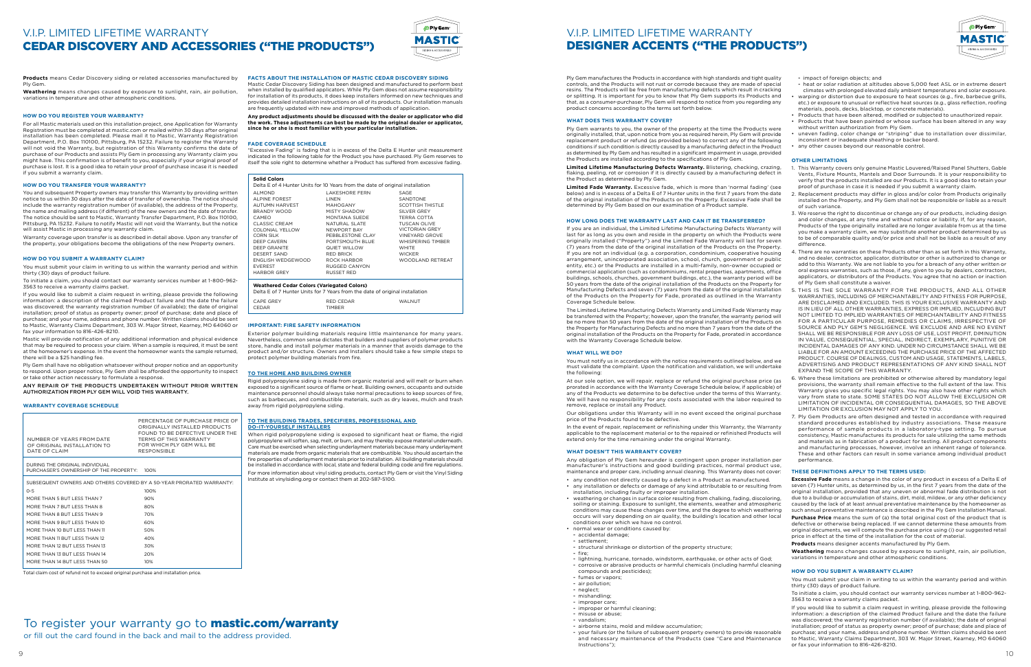# V.I.P. LIMITED LIFETIME WARRANTY
# CEDAR DISCOVERY AND ACCESSORIES ("THE PRODUCTS")

**Products** means Cedar Discovery siding or related accessories manufactured by Ply Gem.

**Weathering** means changes caused by exposure to sunlight, rain, air pollution, variations in temperature and other atmospheric conditions.

### HOW DO YOU REGISTER YOUR WARRANTY?

For all Mastic materials used on this installation project, one Application for Warranty Registration must be completed at mastic.com or mailed within 30 days after original installation has been completed. Please mail it to Mastic, Warranty Registration Department, P.O. Box 110100, Pittsburg, PA 15232. Failure to register the Warranty will not void the Warranty, but registration of this Warranty confirms the date of purchase of our Products and assists Ply Gem in processing any Warranty claim you might have. This confirmation is of benefit to you, especially if your original proof of purchase is lost. It is a good idea to retain your proof of purchase incase it is needed if you submit a warranty claim.

### HOW DO YOU TRANSFER YOUR WARRANTY?

You and subsequent Property owners may transfer this Warranty by providing written notice to us within 30 days after the date of transfer of ownership. The notice should include the warranty registration number (if available), the address of the Property, the name and mailing address (if different) of the new owners and the date of transfer. The notice should be sent to Mastic, Warranty Transfer Department, P.O. Box 110100, Pittsburg, PA 15232. Failure to notify Mastic will not void the Warranty, but the notice will assist Mastic in processing any warranty claim.

Warranty coverage upon transfer is as described in detail above. Upon any transfer of the property, your obligations become the obligations of the new Property owners.

### HOW DO YOU SUBMIT A WARRANTY CLAIM?

You must submit your claim in writing to us within the warranty period and within thirty (30) days of product failure.

To initiate a claim, you should contact our warranty services number at 1-800-962-3563 to receive a warranty claims packet.

If you would like to submit a claim request in writing, please provide the following information: a description of the claimed Product failure and the date the failure was discovered; the warranty registration number (if available); the date of original installation; proof of status as property owner; proof of purchase; date and place of purchase; and your name, address and phone number. Written claims should be sent to Mastic, Warranty Claims Department, 303 W. Major Street, Kearney, MO 64060 or fax your information to 816-426-8210.

Mastic will provide notification of any additional information and physical evidence that may be required to process your claim. When a sample is required, it must be sent at the homeowner's expense. In the event the homeowner wants the sample returned, there will be a $25 handling fee.

Ply Gem shall have no obligation whatsoever without proper notice and an opportunity to respond. Upon proper notice, Ply Gem shall be afforded the opportunity to inspect or take other action necessary to formulate a response.

ANY REPAIR OF THE PRODUCTS UNDERTAKEN WITHOUT PRIOR WRITTEN AUTHORIZATION FROM PLY GEM WILL VOID THIS WARRANTY.

### WARRANTY COVERAGE SCHEDULE

| NUMBER OF YEARS FROM DATE OF ORIGINAL INSTALLATION TO DATE OF CLAIM | PERCENTAGE OF PURCHASE PRICE OF ORIGINALLY INSTALLED PRODUCTS FOUND TO BE DEFECTIVE UNDER THE TERMS OF THIS WARRANTY FOR WHICH PLY GEM WILL BE RESPONSIBLE |
|---|---|
| DURING THE ORIGINAL INDIVIDUAL PURCHASER'S OWNERSHIP OF THE PROPERTY: | 100% |
| SUBSEQUENT OWNERS AND OTHERS COVERED BY A 50-YEAR PRORATED WARRANTY: | |
| 0-5 | 100% |
| MORE THAN 5 BUT LESS THAN 7 | 90% |
| MORE THAN 7 BUT LESS THAN 8 | 80% |
| MORE THAN 8 BUT LESS THAN 9 | 70% |
| MORE THAN 9 BUT LESS THAN 10 | 60% |
| MORE THAN 10 BUT LESS THAN 11 | 50% |
| MORE THAN 11 BUT LESS THAN 12 | 40% |
| MORE THAN 12 BUT LESS THAN 13 | 30% |
| MORE THAN 13 BUT LESS THAN 14 | 20% |
| MORE THAN 14 BUT LESS THAN 50 | 10% |

Total claim cost of refund not to exceed original purchase and installation price.

### FACTS ABOUT THE INSTALLATION OF MASTIC CEDAR DISCOVERY SIDING

Mastic Cedar Discovery Siding has been designed and manufactured to perform best when installed by qualified applicators. While Ply Gem does not assume responsibility for installation of its products, it does keep installers informed on new techniques and provides detailed installation instructions on all of its products. Our installation manuals are frequently updated with new and improved methods of application.

**Any product adjustments should be discussed with the dealer or applicator who did the work. These adjustments can best be made by the original dealer or applicator, since he or she is most familiar with your particular installation.**

### FADE COVERAGE SCHEDULE

"Excessive Fading" is fading that is in excess of the Delta E Hunter unit measurement indicated in the following table for the Product you have purchased. Ply Gem reserves to itself the sole right to determine whether a Product has suffered from excessive fading.

| Solid Colors | | |
|---|---|---|
| Delta E of 4 Hunter Units for 10 Years from the date of original installation | | |
| ALMOND | LAKESHORE FERN | SAGE |
| ALPINE FOREST | LINEN | SANDTONE |
| AUTUMN HARVEST | MAHOGANY | SCOTTISH THISTLE |
| BRANDY WOOD | MISTY SHADOW | SILVER GREY |
| CAMEO | MONTANA SUEDE | TERRA COTTA |
| CLASSIC CREAM | NATURAL SLATE | TUSCAN OLIVE |
| COLONIAL YELLOW | NEWPORT BAY | VICTORIAN GREY |
| CORN SILK | PEBBLESTONE CLAY | VINEYARD GROVE |
| DEEP CAVERN | PORTSMOUTH BLUE | WHISPERING TIMBER |
| DEEP GRANITE | QUIET WILLOW | WHITE |
| DESERT SAND | RED BRICK | WICKER |
| ENGLISH WEDGEWOOD | ROCK HARBOR | WOODLAND RETREAT |
| EVEREST | RUGGED CANYON | |
| HARBOR GREY | RUSSET RED | |
| **Weathered Cedar Colors (Variegated Colors)** | | |
| Delta E of 7 Hunter Units for 7 Years from the date of original installation | | |
| CAPE GREY | RED CEDAR | WALNUT |
| CEDAR | TIMBER | |

### IMPORTANT: FIRE SAFETY INFORMATION

Exterior polymer building materials require little maintenance for many years. Nevertheless, common sense dictates that builders and suppliers of polymer products store, handle and install polymer materials in a manner that avoids damage to the product and/or structure. Owners and Installers should take a few simple steps to protect polymer building materials from fire.

#### TO THE HOME AND BUILDING OWNER

Rigid polypropylene siding is made from organic material and will melt or burn when exposed to a significant source of flame or heat. Building owners, occupants and outside maintenance personnel should always take normal precautions to keep sources of fire, such as barbecues, and combustible materials, such as dry leaves, mulch and trash away from rigid polypropylene siding.

#### TO THE BUILDING TRADES, SPECIFIERS, PROFESSIONAL AND DO-IT-YOURSELF INSTALLERS

When rigid polypropylene siding is exposed to significant heat or flame, the rigid polypropylene will soften, sag, melt, or burn, and may thereby expose material underneath. Care must be exercised when selecting underlayment materials because many underlayment materials are made from organic materials that are combustible. You should ascertain the fire properties of underlayment materials prior to installation. All building materials should be installed in accordance with local, state and federal building code and fire regulations.

For more information about vinyl siding products, contact Ply Gem or visit the Vinyl Siding Institute at vinylsiding.org or contact them at 202-587-5100.

To register your warranty go to **mastic.com/warranty** or fill out the card found in the back and mail to the address provided.

# V.I.P. LIMITED LIFETIME WARRANTY
# DESIGNER ACCENTS ("THE PRODUCTS")

Ply Gem manufactures the Products in accordance with high standards and tight quality controls, and the Products will not rust or corrode because they are made of special resins. The Products will be free from manufacturing defects which result in cracking or splitting. It is important for you to know that Ply Gem supports its Products and that, as a consumer-purchaser, Ply Gem will respond to notice from you regarding any product concerns according to the terms set forth below.

### WHAT DOES THIS WARRANTY COVER?

Ply Gem warrants to you, the owner of the property at the time the Products were originally installed, that, upon notice from you as required herein, Ply Gem will provide replacement product or refund (as provided below) to correct any of the following conditions if such condition is directly caused by a manufacturing defect in the Product as determined by Ply Gem and has resulted in a significant impairment in usage, provided the Products are installed according to the specifications of Ply Gem.

**Limited Lifetime Manufacturing Defects Warranty.** Blistering, checking, crazing, flaking, peeling, rot or corrosion if it is directly caused by a manufacturing defect in the Product as determined by Ply Gem.

**Limited Fade Warranty.** Excessive fade, which is more than 'normal fading' (see below) and is in excess of a Delta E of 7 Hunter units in the first 7 years from the date of the original installation of the Products on the Property. Excessive Fade shall be determined by Ply Gem based on our examination of a Product sample.

### HOW LONG DOES THE WARRANTY LAST AND CAN IT BE TRANSFERRED?

If you are an individual, the Limited Lifetime Manufacturing Defects Warranty will last for as long as you own and reside in the property on which the Products were originally installed ("Property") and the Limited Fade Warranty will last for seven (7) years from the date of the original installation of the Products on the Property. If you are not an individual (e.g. a corporation, condominium, cooperative housing arrangement, unincorporated association, school, church, government or public entity, etc.) or the Products are installed in a multi-family, non-owner occupied or commercial application (such as condominiums, rental properties, apartments, office buildings, schools, churches, government buildings, etc.), the warranty period will be 50 years from the date of the original installation of the Products on the Property for Manufacturing Defects and seven (7) years from the date of the original installation of the Products on the Property for Fade, prorated as outlined in the Warranty Coverage Schedule below.

The Limited Lifetime Manufacturing Defects Warranty and Limited Fade Warranty may be transferred with the Property; however, upon the transfer, the warranty period will be no more than 50 years from the date of the original installation of the Products on the Property for Manufacturing Defects and no more than 7 years from the date of the original installation of the Products on the Property for Fade, prorated in accordance with the Warranty Coverage Schedule below.

### WHAT WILL WE DO?

You must notify us in accordance with the notice requirements outlined below, and we must validate the complaint. Upon the notification and validation, we will undertake the following:

At our sole option, we will repair, replace or refund the original purchase price (as prorated in accordance with the Warranty Coverage Schedule below, if applicable) of any of the Products we determine to be defective under the terms of this Warranty. We will have no responsibility for any costs associated with the labor required to remove, replace or install any Product.

Our obligations under this Warranty will in no event exceed the original purchase price of the Products found to be defective.

In the event of repair, replacement or refinishing under this Warranty, the Warranty applicable to the replacement material or to the repaired or refinished Products will extend only for the time remaining under the original Warranty.

### WHAT DOESN'T THIS WARRANTY COVER?

Any obligation of Ply Gem hereunder is contingent upon proper installation per manufacturer's instructions and good building practices, normal product use, maintenance and proper care, including annual cleaning. This Warranty does not cover:

- any condition not directly caused by a defect in a Product as manufactured.
- any installation or defects or damage of any kind attributable to or resulting from installation, including faulty or improper installation.
- weathering or changes in surface color resulting from chalking, fading, discoloring, soiling or staining. Exposure to sunlight, the elements, weather and atmospheric conditions may cause these changes over time, and the degree to which weathering occurs will vary depending on air quality, the building's location and other local conditions over which we have no control.
- normal wear or conditions caused by:
  - accidental damage;
  - settlement;
  - structural shrinkage or distortion of the property structure;
  - fire;
  - lightning, hurricane, tornado, windstorm, earthquake, or other acts of God;
  - corrosive or abrasive products or harmful chemicals (including harmful cleaning compounds and pesticides);
  - fumes or vapors;
  - air pollution;
  - neglect;
  - mishandling;
  - improper care;
  - improper or harmful cleaning;
  - misuse or abuse;
  - vandalism;
  - airborne stains, mold and mildew accumulation;
  - your failure (or the failure of subsequent property owners) to provide reasonable and necessary maintenance of the Products (see "Care and Maintenance Instructions");
  - impact of foreign objects; and
  - heat or solar radiation at altitudes above 5,000 feet ASL or in extreme desert climates with prolonged elevated daily ambient temperatures and solar exposure.
- warping or distortion due to exposure to heat sources (e.g., fire, barbecue grills, etc.) or exposure to unusual or reflective heat sources (e.g., glass reflection, roofing materials, pools, decks, blacktop, or concrete materials).
- Products that have been altered, modified or subjected to unauthorized repair.
- Products that have been painted or whose surface has been altered in any way without written authorization from Ply Gem.
- uneven fading, color change or "striping" due to installation over dissimilar, inconsistent or inadequate sheathing or backer board.
- any other causes beyond our reasonable control.

### OTHER LIMITATIONS

1. This Warranty covers only genuine Mastic Louvered/Raised Panel Shutters, Gable Vents, Fixture Mounts, Mantels and Door Surrounds. It is your responsibility to verify that the products installed are our Products. It is a good idea to retain your proof of purchase in case it is needed if you submit a warranty claim.
2. Replacement products may differ in gloss and/or color from Products originally installed on the Property, and Ply Gem shall not be responsible or liable as a result of such variance.
3. We reserve the right to discontinue or change any of our products, including design and color changes, at any time and without notice or liability. If, for any reason, Products of the type originally installed are no longer available from us at the time you make a warranty claim, we may substitute another product determined by us to be of comparable quality and/or price and shall not be liable as a result of any difference.
4. There are no warranties on these Products other than as set forth in this Warranty, and no dealer, contractor, applicator, distributor or other is authorized to change or add to this Warranty. We are not liable to you for a breach of any other written or oral express warranties, such as those, if any, given to you by dealers, contractors, applicators, or distributors of the Products. You agree that no action or inaction of Ply Gem shall constitute a waiver.
5. THIS IS THE SOLE WARRANTY FOR THE PRODUCTS, AND ALL OTHER WARRANTIES, INCLUDING OF MERCHANTABILITY AND FITNESS FOR PURPOSE, ARE DISCLAIMED AND EXCLUDED. THIS IS YOUR EXCLUSIVE WARRANTY AND IS IN LIEU OF ALL OTHER WARRANTIES, EXPRESS OR IMPLIED, INCLUDING BUT NOT LIMITED TO IMPLIED WARRANTIES OF MERCHANTABILITY AND FITNESS FOR A PARTICULAR PURPOSE, REMEDIES OR CLAIMS, IRRESPECTIVE OF SOURCE AND PLY GEM'S NEGLIGENCE. WE EXCLUDE AND ARE NO EVENT SHALL WE BE RESPONSIBLE FOR ANY LOSS OF USE, LOST PROFIT, DIMINUTION IN VALUE, CONSEQUENTIAL, SPECIAL, INDIRECT, EXEMPLARY, PUNITIVE OR INCIDENTAL DAMAGES OF ANY KIND. UNDER NO CIRCUMSTANCE SHALL WE BE LIABLE FOR AN AMOUNT EXCEEDING THE PURCHASE PRICE OF THE AFFECTED PRODUCT. COURSE OF DEALINGS, CUSTOM AND USAGE, STATEMENTS, LABELS, ADVERTISING AND PRODUCT REPRESENTATIONS OF ANY KIND SHALL NOT EXPAND THE SCOPE OF THIS WARRANTY.
6. Where these limitations are prohibited or otherwise altered by mandatory legal provisions, the warranty shall remain effective to the full extent of the law. This Warranty gives you specific legal rights. You may also have other rights which vary from state to state. SOME STATES DO NOT ALLOW THE EXCLUSION OR LIMITATION OF INCIDENTAL OR CONSEQUENTIAL DAMAGES, SO THE ABOVE LIMITATION OR EXCLUSION MAY NOT APPLY TO YOU.
7. Ply Gem Products are often designed and tested in accordance with required standard procedures established by industry associations. These measure performance of sample products in a laboratory-type setting. To pursue consistency, Mastic manufactures its products for sale utilizing the same methods and materials as in fabrication of a product for testing. All product components and manufacturing processes, however, involve an inherent range of tolerance. These and other factors can result in some variance among individual product performance.

### THESE DEFINITIONS APPLY TO THE TERMS USED:

**Excessive Fade** means a change in the color of any product in excess of a Delta E of seven (7) Hunter units, as determined by us, in the first 7 years from the date of the original installation, provided that any uneven or abnormal fade distribution is not due to a buildup or accumulation of stains, dirt, mold, mildew, or any other deficiency caused by the lack of at least annual preventative maintenance by the homeowner as such annual preventative maintenance is described in the Ply Gem Installation Manual.

**Purchase Price** means the sum of (a) the total original cost of the product that is defective or otherwise being replaced. If we cannot determine these amounts from original documents, we will compute the purchase price using (i) our suggested retail price in effect at the time of the installation for the cost of material.

**Products** means designer accents manufactured by Ply Gem.

**Weathering** means changes caused by exposure to sunlight, rain, air pollution, variations in temperature and other atmospheric conditions.

### HOW DO YOU SUBMIT A WARRANTY CLAIM?

You must submit your claim in writing to us within the warranty period and within thirty (30) days of product failure.

To initiate a claim, you should contact our warranty services number at 1-800-962-3563 to receive a warranty claims packet.

If you would like to submit a claim request in writing, please provide the following information: a description of the claimed Product failure and the date the failure was discovered; the warranty registration number (if available); the date of original installation; proof of status as property owner; proof of purchase; date and place of purchase; and your name, address and phone number. Written claims should be sent to Mastic, Warranty Claims Department, 303 W. Major Street, Kearney, MO 64060 or fax your information to 816-426-8210.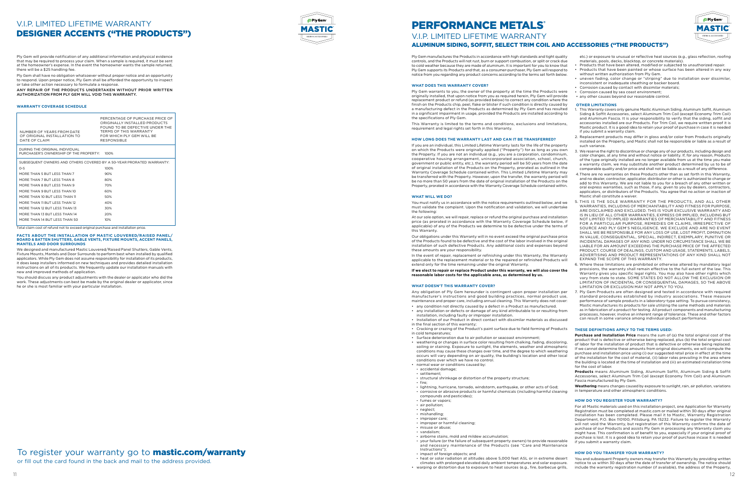# V.I.P. LIMITED LIFETIME WARRANTY
# DESIGNER ACCENTS ("THE PRODUCTS")

Ply Gem will provide notification of any additional information and physical evidence that may be required to process your claim. When a sample is required, it must be sent at the homeowner's expense. In the event the homeowner wants the sample returned, there will be a $25 handling fee.

Ply Gem shall have no obligation whatsoever without proper notice and an opportunity to respond. Upon proper notice, Ply Gem shall be afforded the opportunity to inspect or take other action necessary to formulate a response.

ANY REPAIR OF THE PRODUCTS UNDERTAKEN WITHOUT PRIOR WRITTEN AUTHORIZATION FROM PLY GEM WILL VOID THIS WARRANTY.

### WARRANTY COVERAGE SCHEDULE

| NUMBER OF YEARS FROM DATE OF ORIGINAL INSTALLATION TO DATE OF CLAIM | PERCENTAGE OF PURCHASE PRICE OF ORIGINALLY INSTALLED PRODUCTS FOUND TO BE DEFECTIVE UNDER THE TERMS OF THIS WARRANTY FOR WHICH PLY GEM WILL BE RESPONSIBLE |
|---|---|
| DURING THE ORIGINAL INDIVIDUAL PURCHASER'S OWNERSHIP OF THE PROPERTY: | 100% |
| SUBSEQUENT OWNERS AND OTHERS COVERED BY A 50-YEAR PRORATED WARRANTY: | |
| 0-5 | 100% |
| MORE THAN 5 BUT LESS THAN 7 | 90% |
| MORE THAN 7 BUT LESS THAN 8 | 80% |
| MORE THAN 8 BUT LESS THAN 9 | 70% |
| MORE THAN 9 BUT LESS THAN 10 | 60% |
| MORE THAN 10 BUT LESS THAN 11 | 50% |
| MORE THAN 11 BUT LESS THAN 12 | 40% |
| MORE THAN 12 BUT LESS THAN 13 | 30% |
| MORE THAN 13 BUT LESS THAN 14 | 20% |
| MORE THAN 14 BUT LESS THAN 50 | 10% |

Total claim cost of refund not to exceed original purchase and installation price.

### FACTS ABOUT THE INSTALLATION OF MASTIC LOUVERED/RAISED PANEL/ BOARD & BATTEN SHUTTERS, GABLE VENTS, FIXTURE MOUNTS, ACCENT PANELS, MANTELS AND DOOR SURROUNDS

We designed and manufactured Mastic Louvered/Raised Panel Shutters, Gable Vents, Fixture Mounts, Mantels and Door Surrounds to perform best when installed by qualified applicators. While Ply Gem does not assume responsibility for installation of its products, it does keep installers informed on new techniques and provides detailed installation instructions on all of its products. We frequently update our installation manuals with new and improved methods of application.

You should discuss any product adjustments with the dealer or applicator who did the work. These adjustments can best be made by the original dealer or applicator, since he or she is most familiar with your particular installation.

To register your warranty go to **mastic.com/warranty**
or fill out the card found in the back and mail to the address provided.

# PERFORMANCE METALS®
## V.I.P. LIMITED LIFETIME WARRANTY
## ALUMINUM SIDING, SOFFIT, SELECT TRIM COIL AND ACCESSORIES ("THE PRODUCTS")

Ply Gem manufactures the Products in accordance with high standards and tight quality controls, and the Products will not rust, burn or support combustion, or split or crack due to cold weather because they are made of aluminum. It is important for you to know that Ply Gem supports its Products and that, as a consumer-purchaser, Ply Gem will respond to notice from you regarding any product concerns according to the terms set forth below.

### WHAT DOES THIS WARRANTY COVER?

Ply Gem warrants to you, the owner of the property at the time the Products were originally installed, that upon notice from you as required herein, Ply Gem will provide replacement product or refund (as provided below) to correct any condition where the finish on the Products chip, peel, flake or blister if such condition is directly caused by a manufacturing defect in the Products as determined by Ply Gem and has resulted in a significant impairment in usage, provided the Products are installed according to the specifications of Ply Gem.

This Warranty is limited to the terms and conditions, exclusions and limitations, requirement and legal rights set forth in this Warranty.

### HOW LONG DOES THE WARRANTY LAST AND CAN IT BE TRANSFERRED?

If you are an individual, this Limited Lifetime Warranty lasts for the life of the property on which the Products were originally applied ("Property") for as long as you own the Property. If you are not an individual (e.g., you are a corporation, condominium, cooperative housing arrangement, unincorporated association, school, church, government or public entity, etc.), the warranty period will be 50 years from the date of original installation of the Products on the Property, prorated as outlined in the Warranty Coverage Schedule contained within. This Limited Lifetime Warranty may be transferred with the Property. However, upon the transfer, the warranty period will be no more than 50 years from the date of original installation of the Products on the Property, prorated in accordance with the Warranty Coverage Schedule contained within.

### WHAT WILL WE DO?

You must notify us in accordance with the notice requirements outlined below, and we must validate the complaint. Upon the notification and validation, we will undertake the following:

At our sole option, we will repair, replace or refund the original purchase and installation price (as prorated in accordance with the Warranty Coverage Schedule below, if applicable) of any of the Products we determine to be defective under the terms of this Warranty.

Our obligations under this Warranty will in no event exceed the original purchase price of the Products found to be defective and the cost of the labor involved in the original installation of such defective Products. Any additional costs and expenses beyond these amounts are your responsibility.

In the event of repair, replacement or refinishing under this Warranty, the Warranty applicable to the replacement material or to the repaired or refinished Products will extend only for the time remaining under the original Warranty.

**If we elect to repair or replace Product under this warranty, we will also cover the reasonable labor costs for the applicable area, as determined by us.**

### WHAT DOESN'T THIS WARRANTY COVER?

Any obligation of Ply Gem hereunder is contingent upon proper installation per manufacturer's instructions and good building practices, normal product use, maintenance and proper care, including annual cleaning. This Warranty does not cover:

- any condition not directly caused by a defect in a Product as manufactured.
- any installation or defects or damage of any kind attributable to or resulting from installation, including faulty or improper installation.
- Installation of our Product in direct contact with dissimilar materials as discussed in the final section of this warranty;
- Cracking or crazing of the Product's paint surface due to field forming of Products in cold temperatures;
- Surface deterioration due to air pollution or seacoast environment;
- weathering or changes in surface color resulting from chalking, fading, discoloring, soiling or staining. Exposure to sunlight, the elements, weather and atmospheric conditions may cause these changes over time, and the degree to which weathering occurs will vary depending on air quality, the building's location and other local conditions over which we have no control.
- normal wear or conditions caused by:
  - accidental damage;
  - settlement;
  - structural shrinkage or distortion of the property structure;
  - fire;
  - lightning, hurricane, tornado, windstorm, earthquake, or other acts of God;
  - corrosive or abrasive products or harmful chemicals (including harmful cleaning compounds and pesticides);
  - fumes or vapors;
  - air pollution;
  - neglect;
  - mishandling;
  - improper care;
  - improper or harmful cleaning;
  - misuse or abuse;
  - vandalism;
  - airborne stains, mold and mildew accumulation;
  - your failure (or the failure of subsequent property owners) to provide reasonable and necessary maintenance of the Products (see "Care and Maintenance Instructions");
  - impact of foreign objects; and
  - heat or solar radiation at altitudes above 5,000 feet ASL or in extreme desert climates with prolonged elevated daily ambient temperatures and solar exposure.
- warping or distortion due to exposure to heat sources (e.g., fire, barbecue grills, etc.) or exposure to unusual or reflective heat sources (e.g., glass reflection, roofing materials, pools, decks, blacktop, or concrete materials).
- Products that have been altered, modified or subjected to unauthorized repair.
- Products that have been painted or whose surface has been altered in any way without written authorization from Ply Gem.
- uneven fading, color change or "striping" due to installation over dissimilar, inconsistent or inadequate sheathing or backer board.
- Corrosion caused by contact with dissimilar materials;
- Corrosion caused by sea coast environment;
- any other causes beyond our reasonable control.

### OTHER LIMITATIONS

1. This Warranty covers only genuine Mastic Aluminum Siding, Aluminum Soffit, Aluminum Siding & Soffit Accessories, select Aluminum Trim Coil (except Economy Trim Coil) and Aluminum Fascia. It is your responsibility to verify that the siding, soffit and accessories installed are our Products. For Trim Coil, we require written proof it is Mastic product. It is a good idea to retain your proof of purchase in case it is needed if you submit a warranty claim.
2. Replacement products may differ in gloss and/or color from Products originally installed on the Property, and Mastic shall not be responsible or liable as a result of such variance.
3. We reserve the right to discontinue or change any of our products, including design and color changes, at any time and without notice or liability. If, for any reason, Products of the type originally installed are no longer available from us at the time you make a warranty claim, we may substitute another product determined by us to be of comparable quality and/or price and shall not be liable as a result of any difference.
4. There are no warranties on these Products other than as set forth in this Warranty, and no dealer, contractor, applicator, distributor or other is authorized to change or add to this Warranty. We are not liable to you for a breach of any other written or oral express warranties, such as those, if any, given to you by dealers, contractors, applicators, or distributors of the Products. You agree that no action or inaction of Mastic shall constitute a waiver.
5. THIS IS THE SOLE WARRANTY FOR THE PRODUCTS, AND ALL OTHER WARRANTIES, INCLUDING OF MERCHANTABILITY AND FITNESS FOR PURPOSE, ARE DISCLAIMED AND EXCLUDED. THIS IS YOUR EXCLUSIVE WARRANTY AND IS IN LIEU OF ALL OTHER WARRANTIES, EXPRESS OR IMPLIED, INCLUDING BUT NOT LIMITED TO IMPLIED WARRANTIES OF MERCHANTABILITY AND FITNESS FOR A PARTICULAR PURPOSE, REMEDIES OR CLAIMS, IRRESPECTIVE OF SOURCE AND PLY GEM'S NEGLIGENCE. WE EXCLUDE AND ARE NO EVENT SHALL WE BE RESPONSIBLE FOR ANY LOSS OF USE, LOST PROFIT, DIMINUTION IN VALUE, CONSEQUENTIAL, SPECIAL, INDIRECT, EXEMPLARY, PUNITIVE OR INCIDENTAL DAMAGES OF ANY KIND. UNDER NO CIRCUMSTANCE SHALL WE BE LIABLE FOR AN AMOUNT EXCEEDING THE PURCHASE PRICE OF THE AFFECTED PRODUCT. COURSE OF DEALINGS, CUSTOM AND USAGE, STATEMENTS, LABELS, ADVERTISING AND PRODUCT REPRESENTATIONS OF ANY KIND SHALL NOT EXPAND THE SCOPE OF THIS WARRANTY.
6. Where these limitations are prohibited or otherwise altered by mandatory legal provisions, the warranty shall remain effective to the full extent of the law. This Warranty gives you specific legal rights. You may also have other rights which vary from state to state. SOME STATES DO NOT ALLOW THE EXCLUSION OR LIMITATION OF INCIDENTAL OR CONSEQUENTIAL DAMAGES, SO THE ABOVE LIMITATION OR EXCLUSION MAY NOT APPLY TO YOU.
7. Ply Gem Products are often designed and tested in accordance with required standard procedures established by industry associations. These measure performance of sample products in a laboratory-type setting. To pursue consistency, Mastic manufactures its products for sale utilizing the same methods and materials as in fabrication of a product for testing. All product components and manufacturing processes, however, involve an inherent range of tolerance. These and other factors can result in some variance among individual product performance.

### THESE DEFINITIONS APPLY TO THE TERMS USED:

**Purchase and Installation Price** means the sum of (a) the total original cost of the product that is defective or otherwise being replaced, plus (b) the total original cost of labor for the installation of product that is defective or otherwise being replaced. If we cannot determine these amounts from original documents, we will compute the purchase and installation price using (i) our suggested retail price in effect at the time of the installation for the cost of material, (ii) labor rates prevailing in the area where the building is located at the time of installation and (iii) an estimated installation time for the cost of labor.

**Products** means Aluminum Siding, Aluminum Soffit, Aluminum Siding & Soffit Accessories, select Aluminum Trim Coil (except Economy Trim Coil) and Aluminum Fascia manufactured by Ply Gem.

**Weathering** means changes caused by exposure to sunlight, rain, air pollution, variations in temperature and other atmospheric conditions.

### HOW DO YOU REGISTER YOUR WARRANTY?

For all Mastic materials used on this installation project, one Application for Warranty Registration must be completed at mastic.com or mailed within 30 days after original installation has been completed. Please mail it to Mastic, Warranty Registration Department, P.O. Box 110100, Pittsburg, PA 15232. Failure to register the Warranty will not void the Warranty, but registration of this Warranty confirms the date of purchase of our Products and assists Ply Gem in processing any Warranty claim you might have. This confirmation is of benefit to you, especially if your original proof of purchase is lost. It is a good idea to retain your proof of purchase in case it is needed if you submit a warranty claim.

### HOW DO YOU TRANSFER YOUR WARRANTY?

You and subsequent Property owners may transfer this Warranty by providing written notice to us within 30 days after the date of transfer of ownership. The notice should include the warranty registration number (if available), the address of the Property,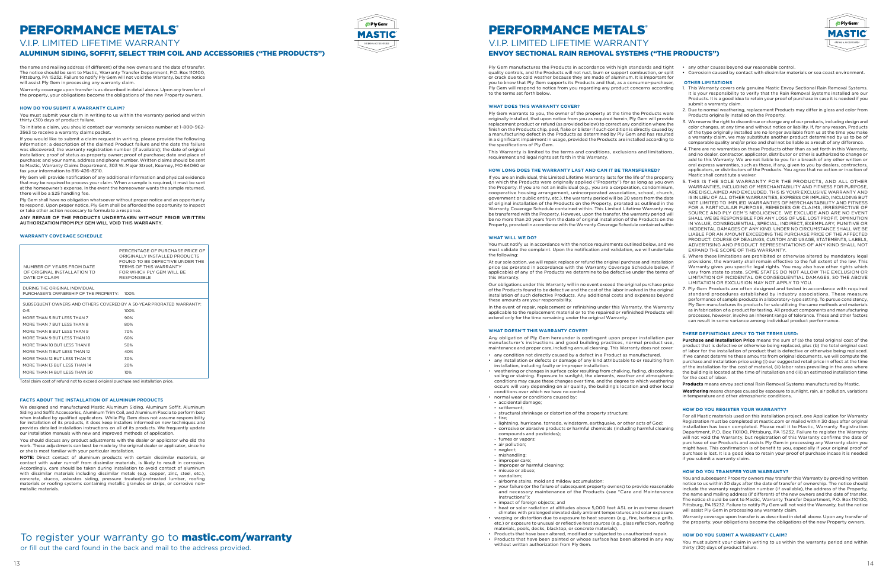# PERFORMANCE METALS®

## V.I.P. LIMITED LIFETIME WARRANTY

### ALUMINUM SIDING, SOFFIT, SELECT TRIM COIL AND ACCESSORIES ("THE PRODUCTS")

the name and mailing address (if different) of the new owners and the date of transfer. The notice should be sent to Mastic, Warranty Transfer Department, P.O. Box 110100, Pittsburg, PA 15232. Failure to notify Ply Gem will not void the Warranty, but the notice will assist Ply Gem in processing any warranty claim.

Warranty coverage upon transfer is as described in detail above. Upon any transfer of the property, your obligations become the obligations of the new Property owners.

#### HOW DO YOU SUBMIT A WARRANTY CLAIM?

You must submit your claim in writing to us within the warranty period and within thirty (30) days of product failure.

To initiate a claim, you should contact our warranty services number at 1-800-962-3563 to receive a warranty claims packet.

If you would like to submit a claim request in writing, please provide the following information: a description of the claimed Product failure and the date the failure was discovered; the warranty registration number (if available); the date of original installation; proof of status as property owner; proof of purchase; date and place of purchase; and your name, address and phone number. Written claims should be sent to Mastic, Warranty Claims Department, 303 W. Major Street, Kearney, MO 64060 or fax your information to 816-426-8210.

Ply Gem will provide notification of any additional information and physical evidence that may be required to process your claim. When a sample is required, it must be sent at the homeowner's expense. In the event the homeowner wants the sample returned, there will be a $25 handling fee.

Ply Gem shall have no obligation whatsoever without proper notice and an opportunity to respond. Upon proper notice, Ply Gem shall be afforded the opportunity to inspect or take other action necessary to formulate a response.

**ANY REPAIR OF THE PRODUCTS UNDERTAKEN WITHOUT PRIOR WRITTEN AUTHORIZATION FROM PLY GEM WILL VOID THIS WARRANTY.**

#### WARRANTY COVERAGE SCHEDULE

| NUMBER OF YEARS FROM DATE OF ORIGINAL INSTALLATION TO DATE OF CLAIM | PERCENTAGE OF PURCHASE PRICE OF ORIGINALLY INSTALLED PRODUCTS FOUND TO BE DEFECTIVE UNDER THE TERMS OF THIS WARRANTY FOR WHICH PLY GEM WILL BE RESPONSIBLE |
|---|---|
| DURING THE ORIGINAL INDIVIDUAL PURCHASER'S OWNERSHIP OF THE PROPERTY: | 100% |
| SUBSEQUENT OWNERS AND OTHERS COVERED BY A 50-YEAR PRORATED WARRANTY: | |
| 0-5 | 100% |
| MORE THAN 5 BUT LESS THAN 7 | 90% |
| MORE THAN 7 BUT LESS THAN 8 | 80% |
| MORE THAN 8 BUT LESS THAN 9 | 70% |
| MORE THAN 9 BUT LESS THAN 10 | 60% |
| MORE THAN 10 BUT LESS THAN 11 | 50% |
| MORE THAN 11 BUT LESS THAN 12 | 40% |
| MORE THAN 12 BUT LESS THAN 13 | 30% |
| MORE THAN 13 BUT LESS THAN 14 | 20% |
| MORE THAN 14 BUT LESS THAN 50 | 10% |

Total claim cost of refund not to exceed original purchase and installation price.

#### FACTS ABOUT THE INSTALLATION OF ALUMINUM PRODUCTS

We designed and manufactured Mastic Aluminum Siding, Aluminum Soffit, Aluminum Siding and Soffit Accessories, Aluminum Trim Coil, and Aluminum Fascia to perform best when installed by qualified applicators. While Ply Gem does not assume responsibility for installation of its products, it does keep installers informed on new techniques and provides detailed installation instructions on all of its products. We frequently update our installation manuals with new and improved methods of application.

You should discuss any product adjustments with the dealer or applicator who did the work. These adjustments can best be made by the original dealer or applicator, since he or she is most familiar with your particular installation.

**NOTE:** Direct contact of aluminum products with certain dissimilar materials, or contact with water run-off from dissimilar materials, is likely to result in corrosion. Accordingly, care should be taken during installation to avoid contact of aluminum with dissimilar materials including dissimilar metals (e.g. copper, zinc, steel, etc.), concrete, stucco, asbestos siding, pressure treated/pretreated lumber, roofing materials or roofing systems containing metallic granules or strips, or corrosive non-metallic materials.

To register your warranty go to **mastic.com/warranty**
or fill out the card found in the back and mail to the address provided.

# PERFORMANCE METALS®

## V.I.P. LIMITED LIFETIME WARRANTY

### ENVOY SECTIONAL RAIN REMOVAL SYSTEMS ("THE PRODUCTS")

Ply Gem manufactures the Products in accordance with high standards and tight quality controls, and the Products will not rust, burn or support combustion, or split or crack due to cold weather because they are made of aluminum. It is important for you to know that Ply Gem supports its Products and that, as a consumer-purchaser, Ply Gem will respond to notice from you regarding any product concerns according to the terms set forth below.

#### WHAT DOES THIS WARRANTY COVER?

Ply Gem warrants to you, the owner of the property at the time the Products were originally installed, that upon notice from you as required herein, Ply Gem will provide replacement product or refund (as provided below) to correct any condition where the finish on the Products chip, peel, flake or blister if such condition is directly caused by a manufacturing defect in the Products as determined by Ply Gem and has resulted in a significant impairment in usage, provided the Products are installed according to the specifications of Ply Gem.

This Warranty is limited to the terms and conditions, exclusions and limitations, requirement and legal rights set forth in this Warranty.

#### HOW LONG DOES THE WARRANTY LAST AND CAN IT BE TRANSFERRED?

If you are an individual, this Limited Lifetime Warranty lasts for the life of the property on which the Products were originally applied ("Property") for as long as you own the Property. If you are not an individual (e.g., you are a corporation, condominium, cooperative housing arrangement, unincorporated association, school, church, government or public entity, etc.), the warranty period will be 20 years from the date of original installation of the Products on the Property, prorated as outlined in the Warranty Coverage Schedule contained within. This Limited Lifetime Warranty may be transferred with the Property. However, upon the transfer, the warranty period will be no more than 20 years from the date of original installation of the Products on the Property, prorated in accordance with the Warranty Coverage Schedule contained within.

#### WHAT WILL WE DO?

You must notify us in accordance with the notice requirements outlined below, and we must validate the complaint. Upon the notification and validation, we will undertake the following:

At our sole option, we will repair, replace or refund the original purchase and installation price (as prorated in accordance with the Warranty Coverage Schedule below, if applicable) of any of the Products we determine to be defective under the terms of this Warranty.

Our obligations under this Warranty will in no event exceed the original purchase price of the Products found to be defective and the cost of the labor involved in the original installation of such defective Products. Any additional costs and expenses beyond these amounts are your responsibility.

In the event of repair, replacement or refinishing under this Warranty, the Warranty applicable to the replacement material or to the repaired or refinished Products will extend only for the time remaining under the original Warranty.

#### WHAT DOESN'T THIS WARRANTY COVER?

Any obligation of Ply Gem hereunder is contingent upon proper installation per manufacturer's instructions and good building practices, normal product use, maintenance and proper care, including annual cleaning. This Warranty does not cover:

- any condition not directly caused by a defect in a Product as manufactured.
- any installation or defects or damage of any kind attributable to or resulting from installation, including faulty or improper installation.
- weathering or changes in surface color resulting from chalking, fading, discoloring, soiling or staining. Exposure to sunlight, the elements, weather and atmospheric conditions may cause these changes over time, and the degree to which weathering occurs will vary depending on air quality, the building's location and other local conditions over which we have no control.
- normal wear or conditions caused by:
  - accidental damage;
  - settlement;
  - structural shrinkage or distortion of the property structure;
  - fire;
  - lightning, hurricane, tornado, windstorm, earthquake, or other acts of God;
  - corrosive or abrasive products or harmful chemicals (including harmful cleaning compounds and pesticides);
  - fumes or vapors;
  - air pollution;
  - neglect;
  - mishandling;
  - improper care;
  - improper or harmful cleaning;
  - misuse or abuse;
  - vandalism;
  - airborne stains, mold and mildew accumulation;
  - your failure (or the failure of subsequent property owners) to provide reasonable and necessary maintenance of the Products (see "Care and Maintenance Instructions");
  - impact of foreign objects; and
  - heat or solar radiation at altitudes above 5,000 feet ASL or in extreme desert climates with prolonged elevated daily ambient temperatures and solar exposure.
- warping or distortion due to exposure to heat sources (e.g., fire, barbecue grills, etc.) or exposure to unusual or reflective heat sources (e.g., glass reflection, roofing materials, pools, decks, blacktop, or concrete materials).
- Products that have been altered, modified or subjected to unauthorized repair.
- Products that have been painted or whose surface has been altered in any way without written authorization from Ply Gem.
- any other causes beyond our reasonable control.
- Corrosion caused by contact with dissimilar materials or sea coast environment.

#### OTHER LIMITATIONS

1. This Warranty covers only genuine Mastic Envoy Sectional Rain Removal Systems. It is your responsibility to verify that the Rain Removal Systems installed are our Products. It is a good idea to retain your proof of purchase in case it is needed if you submit a warranty claim.
2. Due to normal weathering, replacement Products may differ in gloss and color from Products originally installed on the Property.
3. We reserve the right to discontinue or change any of our products, including design and color changes, at any time and without notice or liability. If, for any reason, Products of the type originally installed are no longer available from us at the time you make a warranty claim, we may substitute another product determined by us to be of comparable quality and/or price and shall not be liable as a result of any difference.
4. There are no warranties on these Products other than as set forth in this Warranty, and no dealer, contractor, applicator, distributor or other is authorized to change or add to this Warranty. We are not liable to you for a breach of any other written or oral express warranties, such as those, if any, given to you by dealers, contractors, applicators, or distributors of the Products. You agree that no action or inaction of Mastic shall constitute a waiver.
5. THIS IS THE SOLE WARRANTY FOR THE PRODUCTS, AND ALL OTHER WARRANTIES, INCLUDING OF MERCHANTABILITY AND FITNESS FOR PURPOSE, ARE DISCLAIMED AND EXCLUDED. THIS IS YOUR EXCLUSIVE WARRANTY AND IS IN LIEU OF ALL OTHER WARRANTIES, EXPRESS OR IMPLIED, INCLUDING BUT NOT LIMITED TO IMPLIED WARRANTIES OF MERCHANTABILITY AND FITNESS FOR A PARTICULAR PURPOSE, REMEDIES OR CLAIMS, IRRESPECTIVE OF SOURCE AND PLY GEM'S NEGLIGENCE. WE EXCLUDE AND ARE NO EVENT SHALL WE BE RESPONSIBLE FOR ANY LOSS OF USE, LOST PROFIT, DIMINUTION IN VALUE, CONSEQUENTIAL, SPECIAL, INDIRECT, EXEMPLARY, PUNITIVE OR INCIDENTAL DAMAGES OF ANY KIND. UNDER NO CIRCUMSTANCE SHALL WE BE LIABLE FOR AN AMOUNT EXCEEDING THE PURCHASE PRICE OF THE AFFECTED PRODUCT. COURSE OF DEALINGS, CUSTOM AND USAGE, STATEMENTS, LABELS, ADVERTISING AND PRODUCT REPRESENTATIONS OF ANY KIND SHALL NOT EXPAND THE SCOPE OF THIS WARRANTY.
6. Where these limitations are prohibited or otherwise altered by mandatory legal provisions, the warranty shall remain effective to the full extent of the law. This Warranty gives you specific legal rights. You may also have other rights which vary from state to state. SOME STATES DO NOT ALLOW THE EXCLUSION OR LIMITATION OF INCIDENTAL OR CONSEQUENTIAL DAMAGES, SO THE ABOVE LIMITATION OR EXCLUSION MAY NOT APPLY TO YOU.
7. Ply Gem Products are often designed and tested in accordance with required standard procedures established by industry associations. These measure performance of sample products in a laboratory-type setting. To pursue consistency, Ply Gem manufactures its products for sale utilizing the same methods and materials as in fabrication of a product for testing. All product components and manufacturing processes, however, involve an inherent range of tolerance. These and other factors can result in some variance among individual product performance.

#### THESE DEFINITIONS APPLY TO THE TERMS USED:

**Purchase and Installation Price** means the sum of (a) the total original cost of the product that is defective or otherwise being replaced, plus (b) the total original cost of labor for the installation of product that is defective or otherwise being replaced. If we cannot determine these amounts from original documents, we will compute the purchase and installation price using (i) our suggested retail price in effect at the time of the installation for the cost of material, (ii) labor rates prevailing in the area where the building is located at the time of installation and (iii) an estimated installation time for the cost of labor.

**Products** means envoy sectional Rain Removal Systems manufactured by Mastic.

**Weathering** means changes caused by exposure to sunlight, rain, air pollution, variations in temperature and other atmospheric conditions.

#### HOW DO YOU REGISTER YOUR WARRANTY?

For all Mastic materials used on this installation project, one Application for Warranty Registration must be completed at mastic.com or mailed within 30 days after original installation has been completed. Please mail it to Mastic, Warranty Registration Department, P.O. Box 110100, Pittsburg, PA 15232. Failure to register the Warranty will not void the Warranty, but registration of this Warranty confirms the date of purchase of our Products and assists Ply Gem in processing any Warranty claim you might have. This confirmation is of benefit to you, especially if your original proof of purchase is lost. It is a good idea to retain your proof of purchase in case it is needed if you submit a warranty claim.

#### HOW DO YOU TRANSFER YOUR WARRANTY?

You and subsequent Property owners may transfer this Warranty by providing written notice to us within 30 days after the date of transfer of ownership. The notice should include the warranty registration number (if available), the address of the Property, the name and mailing address (if different) of the new owners and the date of transfer. The notice should be sent to Mastic, Warranty Transfer Department, P.O. Box 110100, Pittsburg, PA 15232. Failure to notify Ply Gem will not void the Warranty, but the notice will assist Ply Gem in processing any warranty claim.

Warranty coverage upon transfer is as described in detail above. Upon any transfer of the property, your obligations become the obligations of the new Property owners.

#### HOW DO YOU SUBMIT A WARRANTY CLAIM?

You must submit your claim in writing to us within the warranty period and within thirty (30) days of product failure.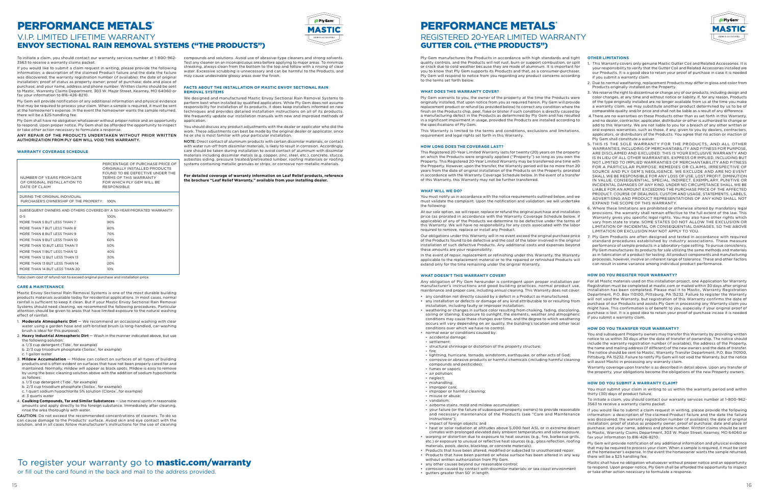# PERFORMANCE METALS®

## V.I.P. LIMITED LIFETIME WARRANTY

## ENVOY SECTIONAL RAIN REMOVAL SYSTEMS ("THE PRODUCTS")

To initiate a claim, you should contact our warranty services number at 1-800-962-3563 to receive a warranty claims packet.

If you would like to submit a claim request in writing, please provide the following information: a description of the claimed Product failure and the date the failure was discovered; the warranty registration number (if available); the date of original installation; proof of status as property owner; proof of purchase; date and place of purchase; and your name, address and phone number. Written claims should be sent to Mastic, Warranty Claims Department, 303 W. Major Street, Kearney, MO 64060 or fax your information to 816-426-8210.

Ply Gem will provide notification of any additional information and physical evidence that may be required to process your claim. When a sample is required, it must be sent at the homeowner's expense. In the event the homeowner wants the sample returned, there will be a $25 handling fee.

Ply Gem shall have no obligation whatsoever without proper notice and an opportunity to respond. Upon proper notice, Ply Gem shall be afforded the opportunity to inspect or take other action necessary to formulate a response.

**ANY REPAIR OF THE PRODUCTS UNDERTAKEN WITHOUT PRIOR WRITTEN AUTHORIZATION FROM PLY GEM WILL VOID THIS WARRANTY.**

### WARRANTY COVERAGE SCHEDULE

| NUMBER OF YEARS FROM DATE OF ORIGINAL INSTALLATION TO DATE OF CLAIM | PERCENTAGE OF PURCHASE PRICE OF ORIGINALLY INSTALLED PRODUCTS FOUND TO BE DEFECTIVE UNDER THE TERMS OF THIS WARRANTY FOR WHICH PLY GEM WILL BE RESPONSIBLE |
|---|---|
| DURING THE ORIGINAL INDIVIDUAL PURCHASER'S OWNERSHIP OF THE PROPERTY: | 100% |
| SUBSEQUENT OWNERS AND OTHERS COVERED BY A 50-YEAR PRORATED WARRANTY: | |
| 0-5 | 100% |
| MORE THAN 5 BUT LESS THAN 7 | 90% |
| MORE THAN 7 BUT LESS THAN 8 | 80% |
| MORE THAN 8 BUT LESS THAN 9 | 70% |
| MORE THAN 9 BUT LESS THAN 10 | 60% |
| MORE THAN 10 BUT LESS THAN 11 | 50% |
| MORE THAN 11 BUT LESS THAN 12 | 40% |
| MORE THAN 12 BUT LESS THAN 13 | 30% |
| MORE THAN 13 BUT LESS THAN 14 | 20% |
| MORE THAN 14 BUT LESS THAN 20 | 10% |

Total claim cost of refund not to exceed original purchase and installation price.

### CARE & MAINTENANCE

Mastic Envoy Sectional Rain Removal Systems is one of the most durable building products materials available today for residential applications. In most cases, normal rainfall is sufficient to keep it clean. But if your Mastic Envoy Sectional Rain Removal Systems should need cleaning, we recommend the following procedures. Particular attention should be given to areas that have limited exposure to the natural washing effect of rainfall.

1. **Moderate Atmospheric Dirt** — We recommend an occasional washing with clear water using a garden hose and soft-bristled brush (a long-handled, car-washing brush is ideal for this purpose).
2. **Heavy Industrial Atmospheric Dirt** — Wash in the manner indicated above, but use the following solution:
   a. 1/3 cup detergent (Tide®, for example)
   b. 2/3 cup trisodium phosphate (Soilax®, for example)
   c. 1 gallon water
3. **Mildew Accumulation** — Mildew can collect on surfaces of all types of building products and is often evident on surfaces that have not been properly cared for and maintained. Normally, mildew will appear as black spots. Mildew is easy to remove by using the basic cleaning solution above with the addition of sodium hypochlorite as follows:
   a. 1/3 cup detergent (Tide®, for example)
   b. 2/3 cup trisodium phosphate (Soilax®, for example)
   c. 1 quart sodium hypochlorite 5% solution (Clorox®, for example)
   d. 3 quarts water
4. **Caulking Compounds, Tar and Similar Substances** — Use mineral spirits in reasonable amounts and apply directly to the foreign substance. Immediately after cleaning, rinse the area thoroughly with water.

CAUTION: Do not exceed the recommended concentrations of cleaners. To do so can cause damage to the Products' surface. Avoid skin and eye contact with the solution, and in all cases follow manufacturer's instructions for the use of cleaning compounds and solutions. Avoid use of abrasive-type cleaners and strong solvents. Test any cleaner on an inconspicuous area before applying to major areas. To minimize streaking, always clean from the bottom to the top and follow with a rinsing of clear water. Excessive scrubbing is unnecessary and can be harmful to the Products, and may cause undesirable glossy areas over the finish.

### FACTS ABOUT THE INSTALLATION OF MASTIC ENVOY SECTIONAL RAIN REMOVAL SYSTEMS

We designed and manufactured Mastic Envoy Sectional Rain Removal Systems to perform best when installed by qualified applicators. While Ply Gem does not assume responsibility for installation of its products, it does keep installers informed on new techniques and provides detailed installation instructions on all of its products. We frequently update our installation manuals with new and improved methods of application.

You should discuss any product adjustments with the dealer or applicator who did the work. These adjustments can best be made by the original dealer or applicator, since he or she is most familiar with your particular installation.

NOTE: Direct contact of aluminum products with certain dissimilar materials, or contact with water run-off from dissimilar materials, is likely to result in corrosion. Accordingly, care should be taken during installation to avoid contact of aluminum with dissimilar materials including dissimilar metals (e.g. copper, zinc, steel, etc.), concrete, stucco, asbestos siding, pressure treated/pretreated lumber, roofing materials or roofing systems containing metallic granules or strips, or corrosive non-metallic materials.

**For detailed coverage of warranty information on Leaf Relief products, reference the brochure "Leaf Relief Warranty," available from your installing dealer.**

## To register your warranty go to **mastic.com/warranty**

or fill out the card found in the back and mail to the address provided.

# PERFORMANCE METALS®

## REGISTERED 20-YEAR LIMITED WARRANTY

## GUTTER COIL ("THE PRODUCTS")

Ply Gem manufactures the Products in accordance with high standards and tight quality controls, and the Products will not rust, burn or support combustion, or split or crack due to cold weather because they are made of aluminum. It is important for you to know that Ply Gem supports its Products and that, as a consumer-purchaser, Ply Gem will respond to notice from you regarding any product concerns according to the terms set forth below.

### WHAT DOES THIS WARRANTY COVER?

Ply Gem warrants to you, the owner of the property at the time the Products were originally installed, that upon notice from you as required herein, Ply Gem will provide replacement product or refund (as provided below) to correct any condition where the finish on the Products chip, peel, flake or blister if such condition is directly caused by a manufacturing defect in the Products as determined by Ply Gem and has resulted in a significant impairment in usage, provided the Products are installed according to the specifications of Ply Gem.

This Warranty is limited to the terms and conditions, exclusions and limitations, requirement and legal rights set forth in this Warranty.

### HOW LONG DOES THE COVERAGE LAST?

This Registered 20-Year Limited Warranty lasts for twenty (20) years on the property on which the Products were originally applied ("Property") so long as you own the Property. This Registered 20-Year Limited Warranty may be transferred one time with the Property. However, upon the transfer, the Warranty period will be no more than 20 years from the date of original installation of the Products on the Property, prorated in accordance with the Warranty Coverage Schedule below. In the event of a transfer of this Warranty, this Warranty may not be further transferred.

### WHAT WILL WE DO?

You must notify us in accordance with the notice requirements outlined below, and we must validate the complaint. Upon the notification and validation, we will undertake the following:

At our sole option, we will repair, replace or refund the original purchase and installation price (as prorated in accordance with the Warranty Coverage Schedule below, if applicable) of any of the Products we determine to be defective under the terms of this Warranty. We will have no responsibility for any costs associated with the labor required to remove, replace or install any Product.

Our obligations under this Warranty will in no event exceed the original purchase price of the Products found to be defective and the cost of the labor involved in the original installation of such defective Products. Any additional costs and expenses beyond these amounts are your responsibility.

In the event of repair, replacement or refinishing under this Warranty, the Warranty applicable to the replacement material or to the repaired or refinished Products will extend only for the time remaining under the original Warranty.

### WHAT DOESN'T THIS WARRANTY COVER?

Any obligation of Ply Gem hereunder is contingent upon proper installation per manufacturer's instructions and good building practices, normal product use, maintenance and proper care, including annual cleaning. This Warranty does not cover:

- any condition not directly caused by a defect in a Product as manufactured.
- any installation or defects or damage of any kind attributable to or resulting from installation, including faulty or improper installation.
- weathering or changes in surface color resulting from chalking, fading, discoloring, soiling or staining. Exposure to sunlight, the elements, weather and atmospheric conditions may cause these changes over time, and the degree to which weathering occurs will vary depending on air quality, the building's location and other local conditions over which we have no control.
- normal wear or conditions caused by:
  - accidental damage;
  - settlement;
  - structural shrinkage or distortion of the property structure;
  - fire;
  - lightning, hurricane, tornado, windstorm, earthquake, or other acts of God;
  - corrosive or abrasive products or harmful chemicals (including harmful cleaning compounds and pesticides);
  - fumes or vapors;
  - air pollution;
  - neglect;
  - mishandling;
  - improper care;
  - improper or harmful cleaning;
  - misuse or abuse;
  - vandalism;
  - airborne stains, mold and mildew accumulation;
  - your failure (or the failure of subsequent property owners) to provide reasonable and necessary maintenance of the Products (see "Care and Maintenance Instructions");
  - impact of foreign objects; and
  - heat or solar radiation at altitudes above 5,000 feet ASL or in extreme desert climates with prolonged elevated daily ambient temperatures and solar exposure.
- warping or distortion due to exposure to heat sources (e.g., fire, barbecue grills, etc.) or exposure to unusual or reflective heat sources (e.g., glass reflection, roofing materials, pools, decks, blacktop, or concrete materials).
- Products that have been altered, modified or subjected to unauthorized repair.
- Products that have been painted or whose surface has been altered in any way without written authorization from Ply Gem.
- any other causes beyond our reasonable control;
- corrosion caused by contact with dissimilar materials; or sea coast environment
- gutters greater than 50' in length.

### OTHER LIMITATIONS

1. This Warranty covers only genuine Mastic Gutter Coil and Related Accessories. It is your responsibility to verify that the Gutter Coil and Related Accessories installed are our Products. It is a good idea to retain your proof of purchase in case it is needed if you submit a warranty claim.
2. Due to normal weathering, replacement Products may differ in gloss and color from Products originally installed on the Property.
3. We reserve the right to discontinue or change any of our products, including design and color changes, at any time and without notice or liability. If, for any reason, Products of the type originally installed are no longer available from us at the time you make a warranty claim, we may substitute another product determined by us to be of comparable quality and/or price and shall not be liable as a result of any difference.
4. There are no warranties on these Products other than as set forth in this Warranty, and no dealer, contractor, applicator, distributor or other is authorized to change or add to this Warranty. We are not liable to you for a breach of any other written or oral express warranties, such as those, if any, given to you by dealers, contractors, applicators, or distributors of the Products. You agree that no action or inaction of Ply Gem shall constitute a waiver.
5. THIS IS THE SOLE WARRANTY FOR THE PRODUCTS, AND ALL OTHER WARRANTIES, INCLUDING OF MERCHANTABILITY AND FITNESS FOR PURPOSE, ARE DISCLAIMED AND EXCLUDED. THIS IS YOUR EXCLUSIVE WARRANTY AND IS IN LIEU OF ALL OTHER WARRANTIES, EXPRESS OR IMPLIED, INCLUDING BUT NOT LIMITED TO IMPLIED WARRANTIES OF MERCHANTABILITY AND FITNESS FOR A PARTICULAR PURPOSE, REMEDIES OR CLAIMS, IRRESPECTIVE OF SOURCE AND PLY GEM'S NEGLIGENCE. WE EXCLUDE AND ARE NO EVENT SHALL WE BE RESPONSIBLE FOR ANY LOSS OF USE, LOST PROFIT, DIMINUTION IN VALUE, CONSEQUENTIAL, SPECIAL, INDIRECT, EXEMPLARY, PUNITIVE OR INCIDENTAL DAMAGES OF ANY KIND. UNDER NO CIRCUMSTANCE SHALL WE BE LIABLE FOR AN AMOUNT EXCEEDING THE PURCHASE PRICE OF THE AFFECTED PRODUCT. COURSE OF DEALINGS, CUSTOM AND USAGE, STATEMENTS, LABELS, ADVERTISING AND PRODUCT REPRESENTATIONS OF ANY KIND SHALL NOT EXPAND THE SCOPE OF THIS WARRANTY.
6. Where these limitations are prohibited or otherwise altered by mandatory legal provisions, the warranty shall remain effective to the full extent of the law. This Warranty gives you specific legal rights. You may also have other rights which vary from state to state. SOME STATES DO NOT ALLOW THE EXCLUSION OR LIMITATION OF INCIDENTAL OR CONSEQUENTIAL DAMAGES, SO THE ABOVE LIMITATION OR EXCLUSION MAY NOT APPLY TO YOU.
7. Ply Gem Products are often designed and tested in accordance with required standard procedures established by industry associations. These measure performance of sample products in a laboratory-type setting. To pursue consistency, Ply Gem manufactures its products for sale utilizing the same methods and materials as in fabrication of a product for testing. All product components and manufacturing processes, however, involve an inherent range of tolerance. These and other factors can result in some variance among individual product performance.

### HOW DO YOU REGISTER YOUR WARRANTY?

For all Mastic materials used on this installation project, one Application for Warranty Registration must be completed and mailed within 30 days after original installation has been completed. Please mail it to Mastic, Warranty Registration Department, P.O. Box 110100, Pittsburg, PA 15232. Failure to register the Warranty will not void the Warranty, but registration of this Warranty confirms the date of purchase of our Products and assists Ply Gem in processing any Warranty claim you might have. This confirmation is of benefit to you, especially if your original proof of purchase is lost. It is a good idea to retain your proof of purchase incase it is needed if you submit a warranty claim.

### HOW DO YOU TRANSFER YOUR WARRANTY?

You and subsequent Property owners may transfer this Warranty by providing written notice to us within 30 days after the date of transfer of ownership. The notice should include the warranty registration number (if available), the address of the Property, the name and mailing address (if different) of the new owners and the date of transfer. The notice should be sent to Mastic, Warranty Transfer Department, P.O. Box 110100, Pittsburg, PA 15232. Failure to notify Ply Gem will not void the Warranty, but the notice will assist Mastic in processing any warranty claim.

Warranty coverage upon transfer is as described in detail above. Upon any transfer of the property, your obligations become the obligations of the new Property owners.

### HOW DO YOU SUBMIT A WARRANTY CLAIM?

You must submit your claim in writing to us within the warranty period and within thirty (30) days of product failure.

To initiate a claim, you should contact our warranty services number at 1-800-962-3563 to receive a warranty claims packet.

If you would like to submit a claim request in writing, please provide the following information: a description of the claimed Product failure and the date the failure was discovered; the warranty registration number (if available); the date of original installation; proof of status as property owner; proof of purchase; date and place of purchase; and your name, address and phone number. Written claims should be sent to Mastic, Warranty Claims Department, 303 W. Major Street, Kearney, MO 64060 or fax your information to 816-426-8210.

Ply Gem will provide notification of any additional information and physical evidence that may be required to process your claim. When a sample is required, it must be sent at the homeowner's expense. In the event the homeowner wants the sample returned, there will be a $25 handling fee.

Mastic shall have no obligation whatsoever without proper notice and an opportunity to respond. Upon proper notice, Ply Gem shall be afforded the opportunity to inspect or take other action necessary to formulate a response.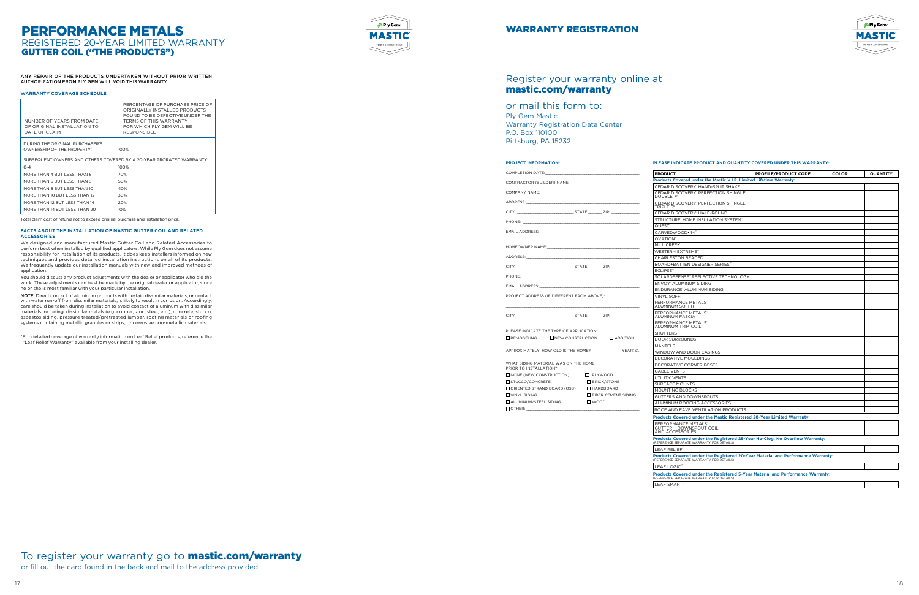# PERFORMANCE METALS®

## REGISTERED 20-YEAR LIMITED WARRANTY

## GUTTER COIL ("THE PRODUCTS")

ANY REPAIR OF THE PRODUCTS UNDERTAKEN WITHOUT PRIOR WRITTEN AUTHORIZATION FROM PLY GEM WILL VOID THIS WARRANTY.

### WARRANTY COVERAGE SCHEDULE

| NUMBER OF YEARS FROM DATE OF ORIGINAL INSTALLATION TO DATE OF CLAIM | PERCENTAGE OF PURCHASE PRICE OF ORIGINALLY INSTALLED PRODUCTS FOUND TO BE DEFECTIVE UNDER THE TERMS OF THIS WARRANTY FOR WHICH PLY GEM WILL BE RESPONSIBLE |
|---|---|
| DURING THE ORIGINAL PURCHASER'S OWNERSHIP OF THE PROPERTY: | 100% |
| SUBSEQUENT OWNERS AND OTHERS COVERED BY A 20-YEAR PRORATED WARRANTY: | |
| 0-4 | 100% |
| MORE THAN 4 BUT LESS THAN 6 | 70% |
| MORE THAN 6 BUT LESS THAN 8 | 50% |
| MORE THAN 8 BUT LESS THAN 10 | 40% |
| MORE THAN 10 BUT LESS THAN 12 | 30% |
| MORE THAN 12 BUT LESS THAN 14 | 20% |
| MORE THAN 14 BUT LESS THAN 20 | 10% |

Total claim cost of refund not to exceed original purchase and installation price.

### FACTS ABOUT THE INSTALLATION OF MASTIC GUTTER COIL AND RELATED ACCESSORIES

We designed and manufactured Mastic Gutter Coil and Related Accessories to perform best when installed by qualified applicators. While Ply Gem does not assume responsibility for installation of its products, it does keep installers informed on new techniques and provides detailed installation instructions on all of its products. We frequently update our installation manuals with new and improved methods of application.

You should discuss any product adjustments with the dealer or applicator who did the work. These adjustments can best be made by the original dealer or applicator, since he or she is most familiar with your particular installation.

**NOTE:** Direct contact of aluminum products with certain dissimilar materials, or contact with water run-off from dissimilar materials, is likely to result in corrosion. Accordingly, care should be taken during installation to avoid contact of aluminum with dissimilar materials including: dissimilar metals (e.g. copper, zinc, steel, etc.), concrete, stucco, asbestos siding, pressure treated/pretreated lumber, roofing materials or roofing systems containing metallic granules or strips, or corrosive non-metallic materials.

*For detailed coverage of warranty information on Leaf Relief products, reference the "Leaf Relief Warranty" available from your installing dealer.

# To register your warranty go to **mastic.com/warranty**

or fill out the card found in the back and mail to the address provided.

# WARRANTY REGISTRATION

## Register your warranty online at **mastic.com/warranty**

## or mail this form to:

Ply Gem Mastic
Warranty Registration Data Center
P.O. Box 110100
Pittsburg, PA 15232

### PROJECT INFORMATION:

COMPLETION DATE: ____________________

CONTRACTOR (BUILDER) NAME: ____________________

COMPANY NAME: ____________________

ADDRESS: ____________________

CITY: ____________ STATE: ______ ZIP: ________

PHONE: ____________________

EMAIL ADDRESS: ____________________

HOMEOWNER NAME: ____________________

ADDRESS: ____________________

CITY: ____________ STATE: ______ ZIP: ________

PHONE: ____________________

EMAIL ADDRESS: ____________________

PROJECT ADDRESS (IF DIFFERENT FROM ABOVE):

____________________

CITY: ____________ STATE: ______ ZIP: ________

PLEASE INDICATE THE TYPE OF APPLICATION:

☐ REMODELING ☐ NEW CONSTRUCTION ☐ ADDITION

APPROXIMATELY, HOW OLD IS THE HOME? __________ YEAR(S).

WHAT SIDING MATERIAL WAS ON THE HOME PRIOR TO INSTALLATION?

- ☐ NONE (NEW CONSTRUCTION)
- ☐ PLYWOOD
- ☐ STUCCO/CONCRETE
- ☐ BRICK/STONE
- ☐ ORIENTED STRAND BOARD (OSB)
- ☐ HARDBOARD
- ☐ VINYL SIDING
- ☐ FIBER CEMENT SIDING
- ☐ ALUMINUM/STEEL SIDING
- ☐ WOOD
- ☐ OTHER: ____________________

### PLEASE INDICATE PRODUCT AND QUANTITY COVERED UNDER THIS WARRANTY:

| PRODUCT | PROFILE/PRODUCT CODE | COLOR | QUANTITY |
|---|---|---|---|
| **Products Covered under the Mastic V.I.P. Limited Lifetime Warranty:** | | | |
| CEDAR DISCOVERY® HAND-SPLIT SHAKE | | | |
| CEDAR DISCOVERY® PERFECTION SHINGLE DOUBLE 7" | | | |
| CEDAR DISCOVERY® PERFECTION SHINGLE TRIPLE 5" | | | |
| CEDAR DISCOVERY® HALF-ROUND | | | |
| STRUCTURE® HOME INSULATION SYSTEM™ | | | |
| QUEST® | | | |
| CARVEDWOOD•44™ | | | |
| OVATION™ | | | |
| MILL CREEK | | | |
| WESTERN EXTREME™ | | | |
| CHARLESTON BEADED® | | | |
| BOARD+BATTEN DESIGNER SERIES™ | | | |
| ECLIPSE™ | | | |
| SOLARDEFENSE® REFLECTIVE TECHNOLOGY | | | |
| ENVOY® ALUMINUM SIDING | | | |
| ENDURANCE® ALUMINUM SIDING | | | |
| VINYL SOFFIT | | | |
| PERFORMANCE METALS® ALUMINUM SOFFIT | | | |
| PERFORMANCE METALS® ALUMINUM FASCIA | | | |
| PERFORMANCE METALS® ALUMINUM TRIM COIL | | | |
| SHUTTERS | | | |
| DOOR SURROUNDS | | | |
| MANTELS | | | |
| WINDOW AND DOOR CASINGS | | | |
| DECORATIVE MOULDINGS | | | |
| DECORATIVE CORNER POSTS | | | |
| GABLE VENTS | | | |
| UTILITY VENTS | | | |
| SURFACE MOUNTS | | | |
| MOUNTING BLOCKS | | | |
| GUTTERS AND DOWNSPOUTS | | | |
| ALUMINUM ROOFING ACCESSORIES | | | |
| ROOF AND EAVE VENTILATION PRODUCTS | | | |
| **Products Covered under the Mastic Registered 20-Year Limited Warranty:** | | | |
| PERFORMANCE METALS® GUTTER + DOWNSPOUT COIL AND ACCESSORIES | | | |
| **Products Covered under the Registered 25-Year No-Clog, No Overflow Warranty:** (REFERENCE SEPARATE WARRANTY FOR DETAILS) | | | |
| LEAF RELIEF® | | | |
| **Products Covered under the Registered 20-Year Material and Performance Warranty:** (REFERENCE SEPARATE WARRANTY FOR DETAILS) | | | |
| LEAF LOGIC™ | | | |
| **Products Covered under the Registered 5-Year Material and Performance Warranty:** (REFERENCE SEPARATE WARRANTY FOR DETAILS) | | | |
| LEAF SMART™ | | | |